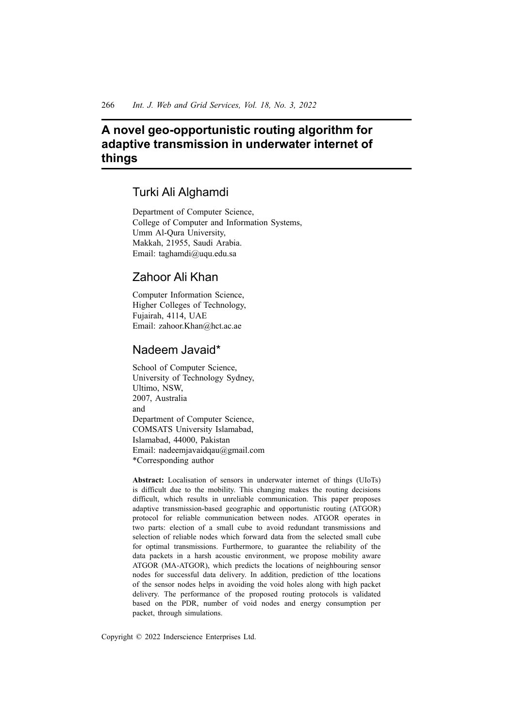# A novel geo-opportunistic routing algorithm for adaptive transmission in underwater internet of things

## Turki Ali Alghamdi

Department of Computer Science,
College of Computer and Information Systems,
Umm Al-Qura University,
Makkah, 21955, Saudi Arabia.
Email: taghamdi@uqu.edu.sa

## Zahoor Ali Khan

Computer Information Science,
Higher Colleges of Technology,
Fujairah, 4114, UAE
Email: zahoor.Khan@hct.ac.ae

## Nadeem Javaid*

School of Computer Science,
University of Technology Sydney,
Ultimo, NSW,
2007, Australia
and
Department of Computer Science,
COMSATS University Islamabad,
Islamabad, 44000, Pakistan
Email: nadeemjavaidqau@gmail.com
*Corresponding author

**Abstract:** Localisation of sensors in underwater internet of things (UIoTs) is difficult due to the mobility. This changing makes the routing decisions difficult, which results in unreliable communication. This paper proposes adaptive transmission-based geographic and opportunistic routing (ATGOR) protocol for reliable communication between nodes. ATGOR operates in two parts: election of a small cube to avoid redundant transmissions and selection of reliable nodes which forward data from the selected small cube for optimal transmissions. Furthermore, to guarantee the reliability of the data packets in a harsh acoustic environment, we propose mobility aware ATGOR (MA-ATGOR), which predicts the locations of neighbouring sensor nodes for successful data delivery. In addition, prediction of tthe locations of the sensor nodes helps in avoiding the void holes along with high packet delivery. The performance of the proposed routing protocols is validated based on the PDR, number of void nodes and energy consumption per packet, through simulations.

Copyright © 2022 Inderscience Enterprises Ltd.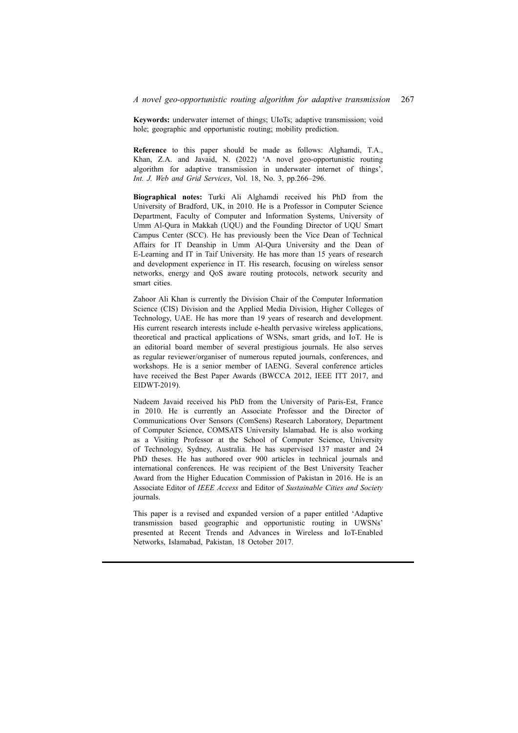**Keywords:** underwater internet of things; UIoTs; adaptive transmission; void hole; geographic and opportunistic routing; mobility prediction.

**Reference** to this paper should be made as follows: Alghamdi, T.A., Khan, Z.A. and Javaid, N. (2022) 'A novel geo-opportunistic routing algorithm for adaptive transmission in underwater internet of things', *Int. J. Web and Grid Services*, Vol. 18, No. 3, pp.266–296.

**Biographical notes:** Turki Ali Alghamdi received his PhD from the University of Bradford, UK, in 2010. He is a Professor in Computer Science Department, Faculty of Computer and Information Systems, University of Umm Al-Qura in Makkah (UQU) and the Founding Director of UQU Smart Campus Center (SCC). He has previously been the Vice Dean of Technical Affairs for IT Deanship in Umm Al-Qura University and the Dean of E-Learning and IT in Taif University. He has more than 15 years of research and development experience in IT. His research, focusing on wireless sensor networks, energy and QoS aware routing protocols, network security and smart cities.

Zahoor Ali Khan is currently the Division Chair of the Computer Information Science (CIS) Division and the Applied Media Division, Higher Colleges of Technology, UAE. He has more than 19 years of research and development. His current research interests include e-health pervasive wireless applications, theoretical and practical applications of WSNs, smart grids, and IoT. He is an editorial board member of several prestigious journals. He also serves as regular reviewer/organiser of numerous reputed journals, conferences, and workshops. He is a senior member of IAENG. Several conference articles have received the Best Paper Awards (BWCCA 2012, IEEE ITT 2017, and EIDWT-2019).

Nadeem Javaid received his PhD from the University of Paris-Est, France in 2010. He is currently an Associate Professor and the Director of Communications Over Sensors (ComSens) Research Laboratory, Department of Computer Science, COMSATS University Islamabad. He is also working as a Visiting Professor at the School of Computer Science, University of Technology, Sydney, Australia. He has supervised 137 master and 24 PhD theses. He has authored over 900 articles in technical journals and international conferences. He was recipient of the Best University Teacher Award from the Higher Education Commission of Pakistan in 2016. He is an Associate Editor of *IEEE Access* and Editor of *Sustainable Cities and Society* journals.

This paper is a revised and expanded version of a paper entitled 'Adaptive transmission based geographic and opportunistic routing in UWSNs' presented at Recent Trends and Advances in Wireless and IoT-Enabled Networks, Islamabad, Pakistan, 18 October 2017.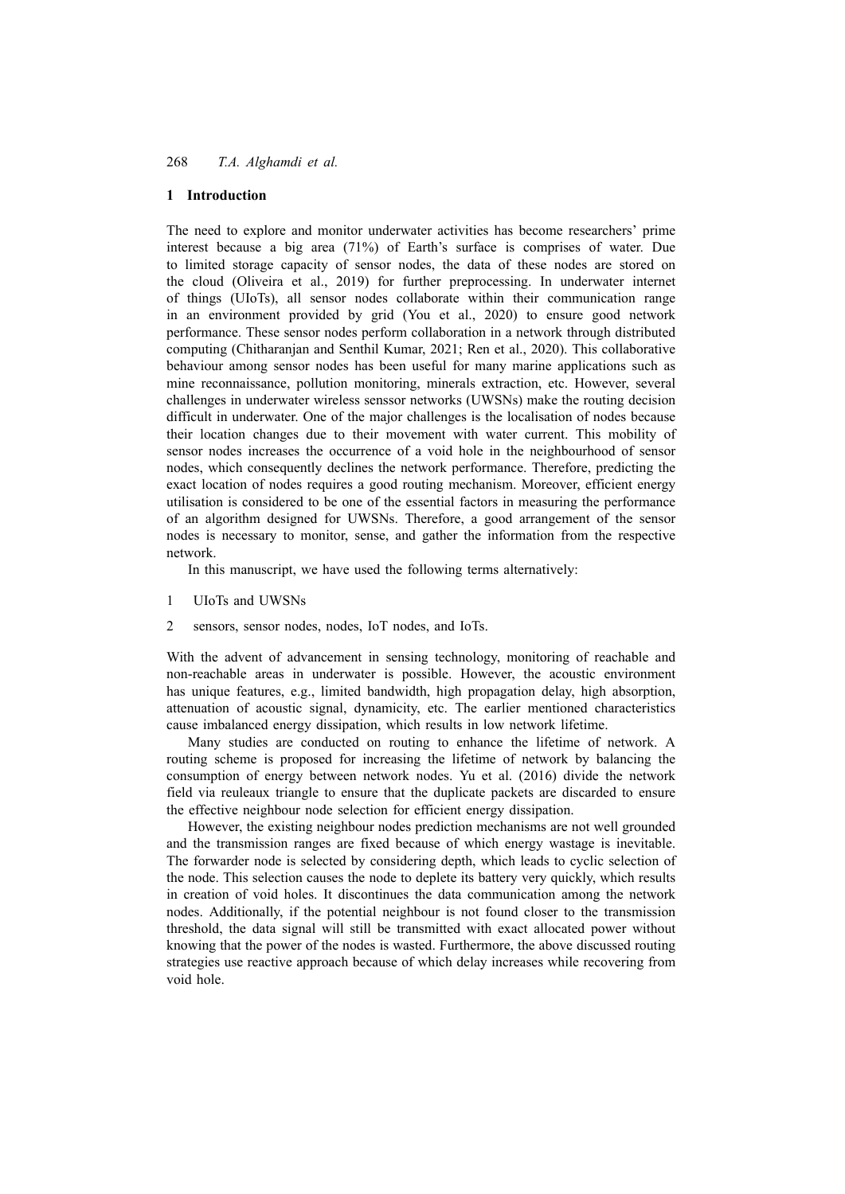## 1 Introduction

The need to explore and monitor underwater activities has become researchers' prime interest because a big area (71%) of Earth's surface is comprises of water. Due to limited storage capacity of sensor nodes, the data of these nodes are stored on the cloud (Oliveira et al., 2019) for further preprocessing. In underwater internet of things (UIoTs), all sensor nodes collaborate within their communication range in an environment provided by grid (You et al., 2020) to ensure good network performance. These sensor nodes perform collaboration in a network through distributed computing (Chitharanjan and Senthil Kumar, 2021; Ren et al., 2020). This collaborative behaviour among sensor nodes has been useful for many marine applications such as mine reconnaissance, pollution monitoring, minerals extraction, etc. However, several challenges in underwater wireless senssor networks (UWSNs) make the routing decision difficult in underwater. One of the major challenges is the localisation of nodes because their location changes due to their movement with water current. This mobility of sensor nodes increases the occurrence of a void hole in the neighbourhood of sensor nodes, which consequently declines the network performance. Therefore, predicting the exact location of nodes requires a good routing mechanism. Moreover, efficient energy utilisation is considered to be one of the essential factors in measuring the performance of an algorithm designed for UWSNs. Therefore, a good arrangement of the sensor nodes is necessary to monitor, sense, and gather the information from the respective network.

In this manuscript, we have used the following terms alternatively:

1. UIoTs and UWSNs
2. sensors, sensor nodes, nodes, IoT nodes, and IoTs.

With the advent of advancement in sensing technology, monitoring of reachable and non-reachable areas in underwater is possible. However, the acoustic environment has unique features, e.g., limited bandwidth, high propagation delay, high absorption, attenuation of acoustic signal, dynamicity, etc. The earlier mentioned characteristics cause imbalanced energy dissipation, which results in low network lifetime.

Many studies are conducted on routing to enhance the lifetime of network. A routing scheme is proposed for increasing the lifetime of network by balancing the consumption of energy between network nodes. Yu et al. (2016) divide the network field via reuleaux triangle to ensure that the duplicate packets are discarded to ensure the effective neighbour node selection for efficient energy dissipation.

However, the existing neighbour nodes prediction mechanisms are not well grounded and the transmission ranges are fixed because of which energy wastage is inevitable. The forwarder node is selected by considering depth, which leads to cyclic selection of the node. This selection causes the node to deplete its battery very quickly, which results in creation of void holes. It discontinues the data communication among the network nodes. Additionally, if the potential neighbour is not found closer to the transmission threshold, the data signal will still be transmitted with exact allocated power without knowing that the power of the nodes is wasted. Furthermore, the above discussed routing strategies use reactive approach because of which delay increases while recovering from void hole.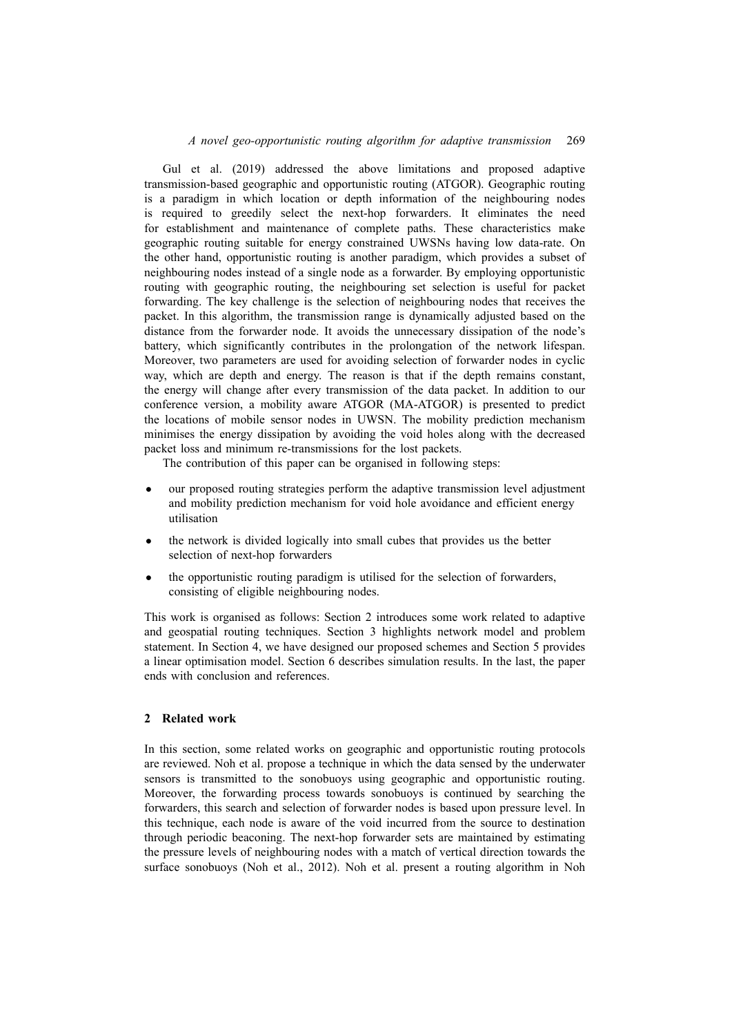Gul et al. (2019) addressed the above limitations and proposed adaptive transmission-based geographic and opportunistic routing (ATGOR). Geographic routing is a paradigm in which location or depth information of the neighbouring nodes is required to greedily select the next-hop forwarders. It eliminates the need for establishment and maintenance of complete paths. These characteristics make geographic routing suitable for energy constrained UWSNs having low data-rate. On the other hand, opportunistic routing is another paradigm, which provides a subset of neighbouring nodes instead of a single node as a forwarder. By employing opportunistic routing with geographic routing, the neighbouring set selection is useful for packet forwarding. The key challenge is the selection of neighbouring nodes that receives the packet. In this algorithm, the transmission range is dynamically adjusted based on the distance from the forwarder node. It avoids the unnecessary dissipation of the node's battery, which significantly contributes in the prolongation of the network lifespan. Moreover, two parameters are used for avoiding selection of forwarder nodes in cyclic way, which are depth and energy. The reason is that if the depth remains constant, the energy will change after every transmission of the data packet. In addition to our conference version, a mobility aware ATGOR (MA-ATGOR) is presented to predict the locations of mobile sensor nodes in UWSN. The mobility prediction mechanism minimises the energy dissipation by avoiding the void holes along with the decreased packet loss and minimum re-transmissions for the lost packets.

The contribution of this paper can be organised in following steps:

- our proposed routing strategies perform the adaptive transmission level adjustment and mobility prediction mechanism for void hole avoidance and efficient energy utilisation
- the network is divided logically into small cubes that provides us the better selection of next-hop forwarders
- the opportunistic routing paradigm is utilised for the selection of forwarders, consisting of eligible neighbouring nodes.

This work is organised as follows: Section 2 introduces some work related to adaptive and geospatial routing techniques. Section 3 highlights network model and problem statement. In Section 4, we have designed our proposed schemes and Section 5 provides a linear optimisation model. Section 6 describes simulation results. In the last, the paper ends with conclusion and references.

## 2 Related work

In this section, some related works on geographic and opportunistic routing protocols are reviewed. Noh et al. propose a technique in which the data sensed by the underwater sensors is transmitted to the sonobuoys using geographic and opportunistic routing. Moreover, the forwarding process towards sonobuoys is continued by searching the forwarders, this search and selection of forwarder nodes is based upon pressure level. In this technique, each node is aware of the void incurred from the source to destination through periodic beaconing. The next-hop forwarder sets are maintained by estimating the pressure levels of neighbouring nodes with a match of vertical direction towards the surface sonobuoys (Noh et al., 2012). Noh et al. present a routing algorithm in Noh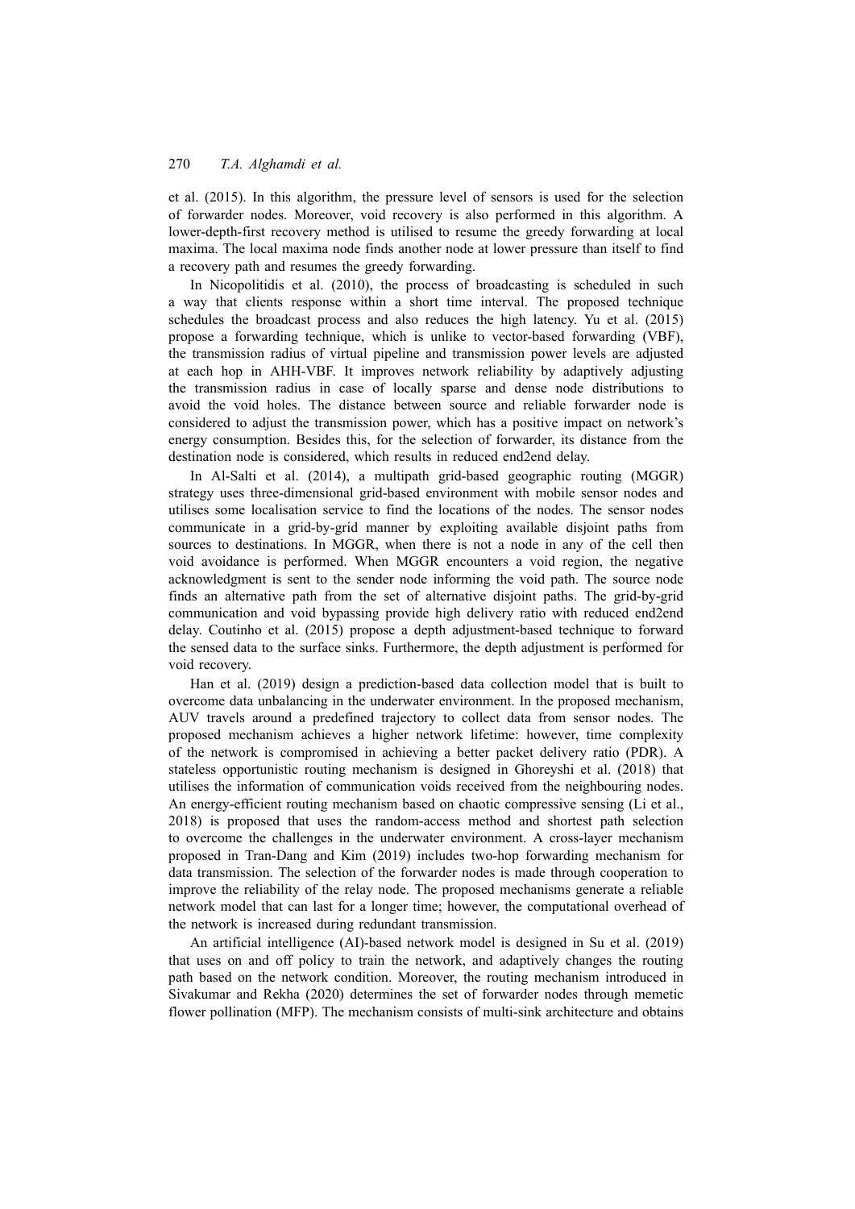et al. (2015). In this algorithm, the pressure level of sensors is used for the selection of forwarder nodes. Moreover, void recovery is also performed in this algorithm. A lower-depth-first recovery method is utilised to resume the greedy forwarding at local maxima. The local maxima node finds another node at lower pressure than itself to find a recovery path and resumes the greedy forwarding.

In Nicopolitidis et al. (2010), the process of broadcasting is scheduled in such a way that clients response within a short time interval. The proposed technique schedules the broadcast process and also reduces the high latency. Yu et al. (2015) propose a forwarding technique, which is unlike to vector-based forwarding (VBF), the transmission radius of virtual pipeline and transmission power levels are adjusted at each hop in AHH-VBF. It improves network reliability by adaptively adjusting the transmission radius in case of locally sparse and dense node distributions to avoid the void holes. The distance between source and reliable forwarder node is considered to adjust the transmission power, which has a positive impact on network's energy consumption. Besides this, for the selection of forwarder, its distance from the destination node is considered, which results in reduced end2end delay.

In Al-Salti et al. (2014), a multipath grid-based geographic routing (MGGR) strategy uses three-dimensional grid-based environment with mobile sensor nodes and utilises some localisation service to find the locations of the nodes. The sensor nodes communicate in a grid-by-grid manner by exploiting available disjoint paths from sources to destinations. In MGGR, when there is not a node in any of the cell then void avoidance is performed. When MGGR encounters a void region, the negative acknowledgment is sent to the sender node informing the void path. The source node finds an alternative path from the set of alternative disjoint paths. The grid-by-grid communication and void bypassing provide high delivery ratio with reduced end2end delay. Coutinho et al. (2015) propose a depth adjustment-based technique to forward the sensed data to the surface sinks. Furthermore, the depth adjustment is performed for void recovery.

Han et al. (2019) design a prediction-based data collection model that is built to overcome data unbalancing in the underwater environment. In the proposed mechanism, AUV travels around a predefined trajectory to collect data from sensor nodes. The proposed mechanism achieves a higher network lifetime: however, time complexity of the network is compromised in achieving a better packet delivery ratio (PDR). A stateless opportunistic routing mechanism is designed in Ghoreyshi et al. (2018) that utilises the information of communication voids received from the neighbouring nodes. An energy-efficient routing mechanism based on chaotic compressive sensing (Li et al., 2018) is proposed that uses the random-access method and shortest path selection to overcome the challenges in the underwater environment. A cross-layer mechanism proposed in Tran-Dang and Kim (2019) includes two-hop forwarding mechanism for data transmission. The selection of the forwarder nodes is made through cooperation to improve the reliability of the relay node. The proposed mechanisms generate a reliable network model that can last for a longer time; however, the computational overhead of the network is increased during redundant transmission.

An artificial intelligence (AI)-based network model is designed in Su et al. (2019) that uses on and off policy to train the network, and adaptively changes the routing path based on the network condition. Moreover, the routing mechanism introduced in Sivakumar and Rekha (2020) determines the set of forwarder nodes through memetic flower pollination (MFP). The mechanism consists of multi-sink architecture and obtains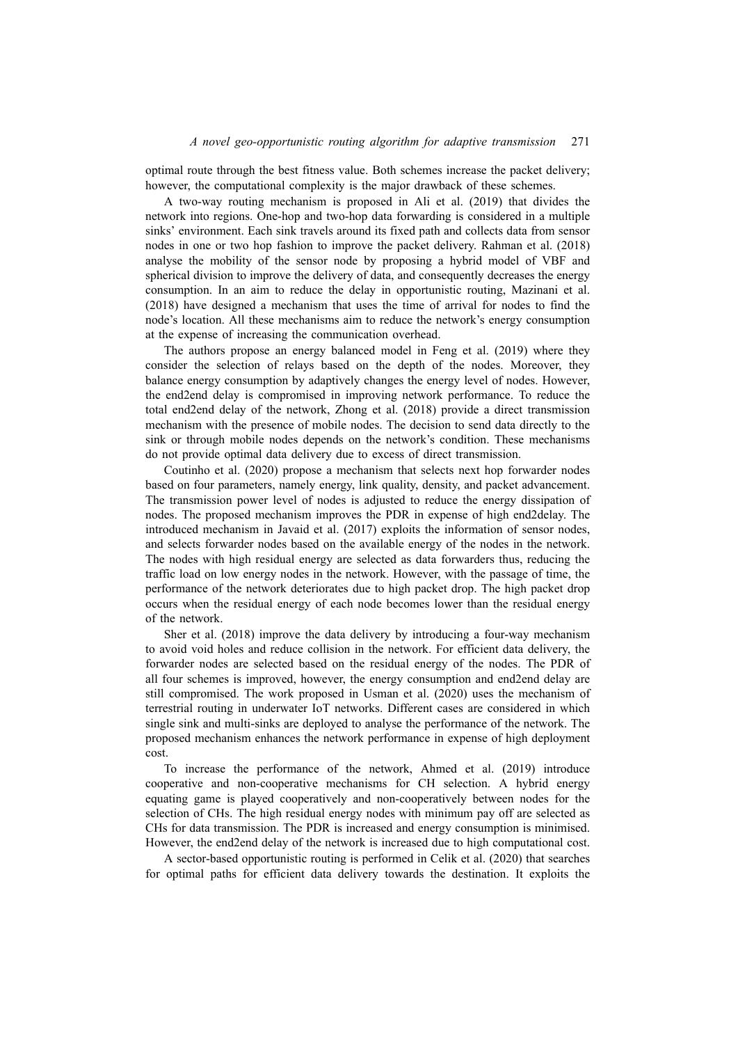optimal route through the best fitness value. Both schemes increase the packet delivery; however, the computational complexity is the major drawback of these schemes.

A two-way routing mechanism is proposed in Ali et al. (2019) that divides the network into regions. One-hop and two-hop data forwarding is considered in a multiple sinks' environment. Each sink travels around its fixed path and collects data from sensor nodes in one or two hop fashion to improve the packet delivery. Rahman et al. (2018) analyse the mobility of the sensor node by proposing a hybrid model of VBF and spherical division to improve the delivery of data, and consequently decreases the energy consumption. In an aim to reduce the delay in opportunistic routing, Mazinani et al. (2018) have designed a mechanism that uses the time of arrival for nodes to find the node's location. All these mechanisms aim to reduce the network's energy consumption at the expense of increasing the communication overhead.

The authors propose an energy balanced model in Feng et al. (2019) where they consider the selection of relays based on the depth of the nodes. Moreover, they balance energy consumption by adaptively changes the energy level of nodes. However, the end2end delay is compromised in improving network performance. To reduce the total end2end delay of the network, Zhong et al. (2018) provide a direct transmission mechanism with the presence of mobile nodes. The decision to send data directly to the sink or through mobile nodes depends on the network's condition. These mechanisms do not provide optimal data delivery due to excess of direct transmission.

Coutinho et al. (2020) propose a mechanism that selects next hop forwarder nodes based on four parameters, namely energy, link quality, density, and packet advancement. The transmission power level of nodes is adjusted to reduce the energy dissipation of nodes. The proposed mechanism improves the PDR in expense of high end2delay. The introduced mechanism in Javaid et al. (2017) exploits the information of sensor nodes, and selects forwarder nodes based on the available energy of the nodes in the network. The nodes with high residual energy are selected as data forwarders thus, reducing the traffic load on low energy nodes in the network. However, with the passage of time, the performance of the network deteriorates due to high packet drop. The high packet drop occurs when the residual energy of each node becomes lower than the residual energy of the network.

Sher et al. (2018) improve the data delivery by introducing a four-way mechanism to avoid void holes and reduce collision in the network. For efficient data delivery, the forwarder nodes are selected based on the residual energy of the nodes. The PDR of all four schemes is improved, however, the energy consumption and end2end delay are still compromised. The work proposed in Usman et al. (2020) uses the mechanism of terrestrial routing in underwater IoT networks. Different cases are considered in which single sink and multi-sinks are deployed to analyse the performance of the network. The proposed mechanism enhances the network performance in expense of high deployment cost.

To increase the performance of the network, Ahmed et al. (2019) introduce cooperative and non-cooperative mechanisms for CH selection. A hybrid energy equating game is played cooperatively and non-cooperatively between nodes for the selection of CHs. The high residual energy nodes with minimum pay off are selected as CHs for data transmission. The PDR is increased and energy consumption is minimised. However, the end2end delay of the network is increased due to high computational cost.

A sector-based opportunistic routing is performed in Celik et al. (2020) that searches for optimal paths for efficient data delivery towards the destination. It exploits the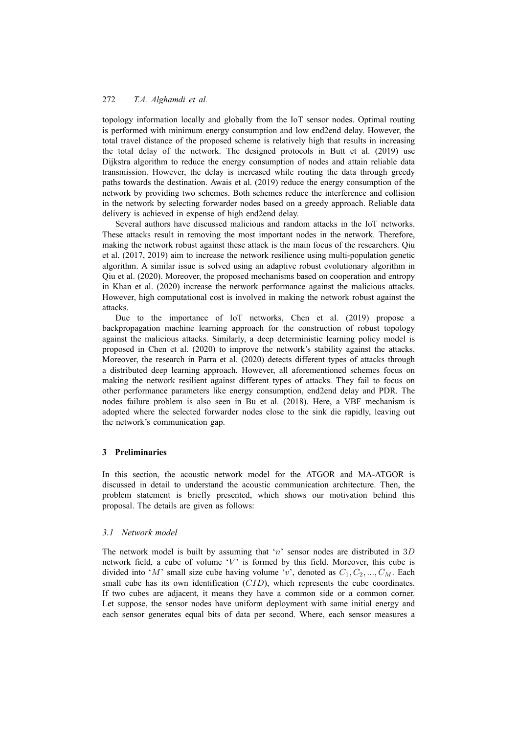topology information locally and globally from the IoT sensor nodes. Optimal routing is performed with minimum energy consumption and low end2end delay. However, the total travel distance of the proposed scheme is relatively high that results in increasing the total delay of the network. The designed protocols in Butt et al. (2019) use Dijkstra algorithm to reduce the energy consumption of nodes and attain reliable data transmission. However, the delay is increased while routing the data through greedy paths towards the destination. Awais et al. (2019) reduce the energy consumption of the network by providing two schemes. Both schemes reduce the interference and collision in the network by selecting forwarder nodes based on a greedy approach. Reliable data delivery is achieved in expense of high end2end delay.

Several authors have discussed malicious and random attacks in the IoT networks. These attacks result in removing the most important nodes in the network. Therefore, making the network robust against these attack is the main focus of the researchers. Qiu et al. (2017, 2019) aim to increase the network resilience using multi-population genetic algorithm. A similar issue is solved using an adaptive robust evolutionary algorithm in Qiu et al. (2020). Moreover, the proposed mechanisms based on cooperation and entropy in Khan et al. (2020) increase the network performance against the malicious attacks. However, high computational cost is involved in making the network robust against the attacks.

Due to the importance of IoT networks, Chen et al. (2019) propose a backpropagation machine learning approach for the construction of robust topology against the malicious attacks. Similarly, a deep deterministic learning policy model is proposed in Chen et al. (2020) to improve the network's stability against the attacks. Moreover, the research in Parra et al. (2020) detects different types of attacks through a distributed deep learning approach. However, all aforementioned schemes focus on making the network resilient against different types of attacks. They fail to focus on other performance parameters like energy consumption, end2end delay and PDR. The nodes failure problem is also seen in Bu et al. (2018). Here, a VBF mechanism is adopted where the selected forwarder nodes close to the sink die rapidly, leaving out the network's communication gap.

## 3 Preliminaries

In this section, the acoustic network model for the ATGOR and MA-ATGOR is discussed in detail to understand the acoustic communication architecture. Then, the problem statement is briefly presented, which shows our motivation behind this proposal. The details are given as follows:

### 3.1 Network model

The network model is built by assuming that '$n$' sensor nodes are distributed in $3D$ network field, a cube of volume '$V$' is formed by this field. Moreover, this cube is divided into '$M$' small size cube having volume '$v$', denoted as $C_1, C_2, ..., C_M$. Each small cube has its own identification ($CID$), which represents the cube coordinates. If two cubes are adjacent, it means they have a common side or a common corner. Let suppose, the sensor nodes have uniform deployment with same initial energy and each sensor generates equal bits of data per second. Where, each sensor measures a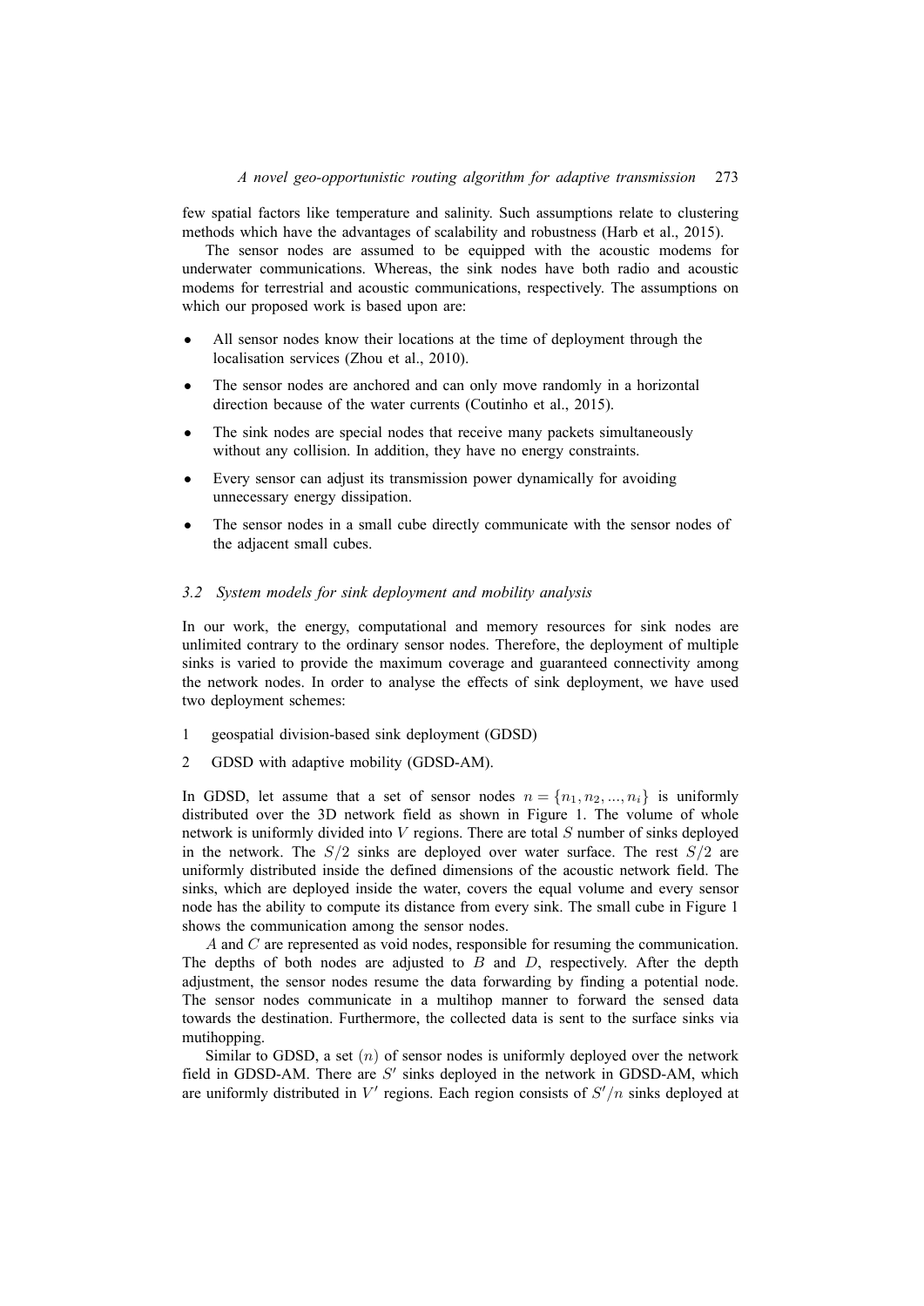few spatial factors like temperature and salinity. Such assumptions relate to clustering methods which have the advantages of scalability and robustness (Harb et al., 2015).

The sensor nodes are assumed to be equipped with the acoustic modems for underwater communications. Whereas, the sink nodes have both radio and acoustic modems for terrestrial and acoustic communications, respectively. The assumptions on which our proposed work is based upon are:

- All sensor nodes know their locations at the time of deployment through the localisation services (Zhou et al., 2010).
- The sensor nodes are anchored and can only move randomly in a horizontal direction because of the water currents (Coutinho et al., 2015).
- The sink nodes are special nodes that receive many packets simultaneously without any collision. In addition, they have no energy constraints.
- Every sensor can adjust its transmission power dynamically for avoiding unnecessary energy dissipation.
- The sensor nodes in a small cube directly communicate with the sensor nodes of the adjacent small cubes.

### *3.2 System models for sink deployment and mobility analysis*

In our work, the energy, computational and memory resources for sink nodes are unlimited contrary to the ordinary sensor nodes. Therefore, the deployment of multiple sinks is varied to provide the maximum coverage and guaranteed connectivity among the network nodes. In order to analyse the effects of sink deployment, we have used two deployment schemes:

1. geospatial division-based sink deployment (GDSD)
2. GDSD with adaptive mobility (GDSD-AM).

In GDSD, let assume that a set of sensor nodes $n = \{n_1, n_2, ..., n_i\}$ is uniformly distributed over the 3D network field as shown in Figure 1. The volume of whole network is uniformly divided into $V$ regions. There are total $S$ number of sinks deployed in the network. The $S/2$ sinks are deployed over water surface. The rest $S/2$ are uniformly distributed inside the defined dimensions of the acoustic network field. The sinks, which are deployed inside the water, covers the equal volume and every sensor node has the ability to compute its distance from every sink. The small cube in Figure 1 shows the communication among the sensor nodes.

$A$ and $C$ are represented as void nodes, responsible for resuming the communication. The depths of both nodes are adjusted to $B$ and $D$, respectively. After the depth adjustment, the sensor nodes resume the data forwarding by finding a potential node. The sensor nodes communicate in a multihop manner to forward the sensed data towards the destination. Furthermore, the collected data is sent to the surface sinks via mutihopping.

Similar to GDSD, a set $(n)$ of sensor nodes is uniformly deployed over the network field in GDSD-AM. There are $S'$ sinks deployed in the network in GDSD-AM, which are uniformly distributed in $V'$ regions. Each region consists of $S'/n$ sinks deployed at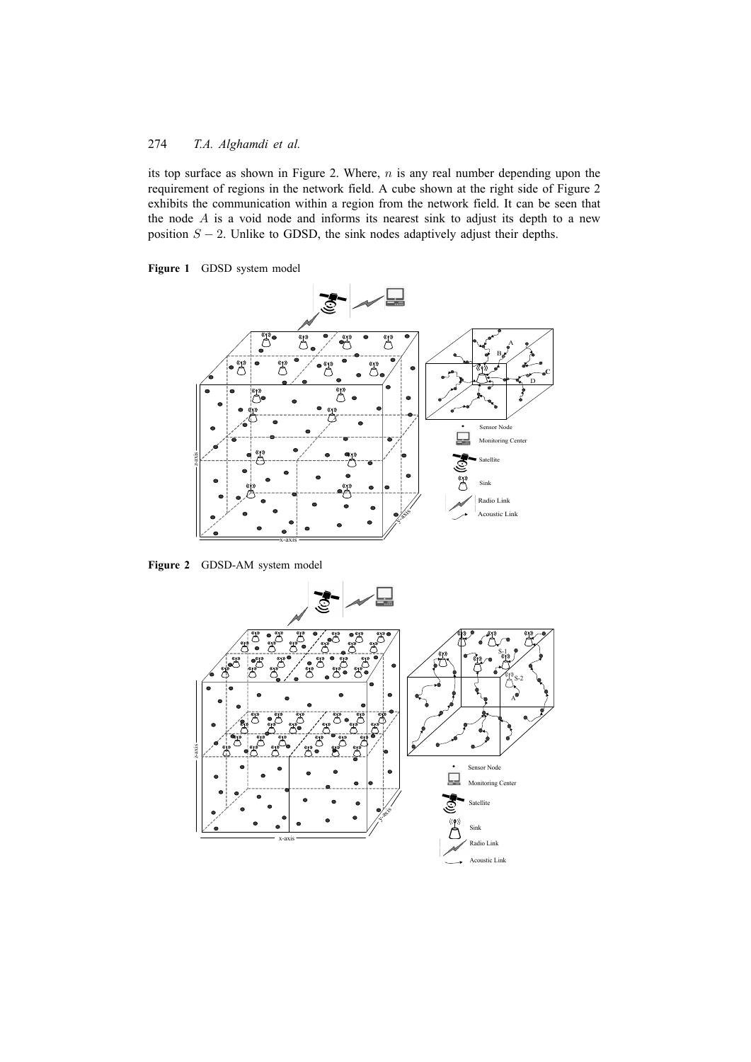its top surface as shown in Figure 2. Where, $n$ is any real number depending upon the requirement of regions in the network field. A cube shown at the right side of Figure 2 exhibits the communication within a region from the network field. It can be seen that the node $A$ is a void node and informs its nearest sink to adjust its depth to a new position $S - 2$. Unlike to GDSD, the sink nodes adaptively adjust their depths.

**Figure 1** GDSD system model

x-axis
y-axis
z-axis
A
B
C
D
Sensor Node
Monitoring Center
Satellite
Sink
Radio Link
Acoustic Link

**Figure 2** GDSD-AM system model

x-axis
y-axis
z-axis
S-1
S-2
A
Sensor Node
Monitoring Center
Satellite
Sink
Radio Link
Acoustic Link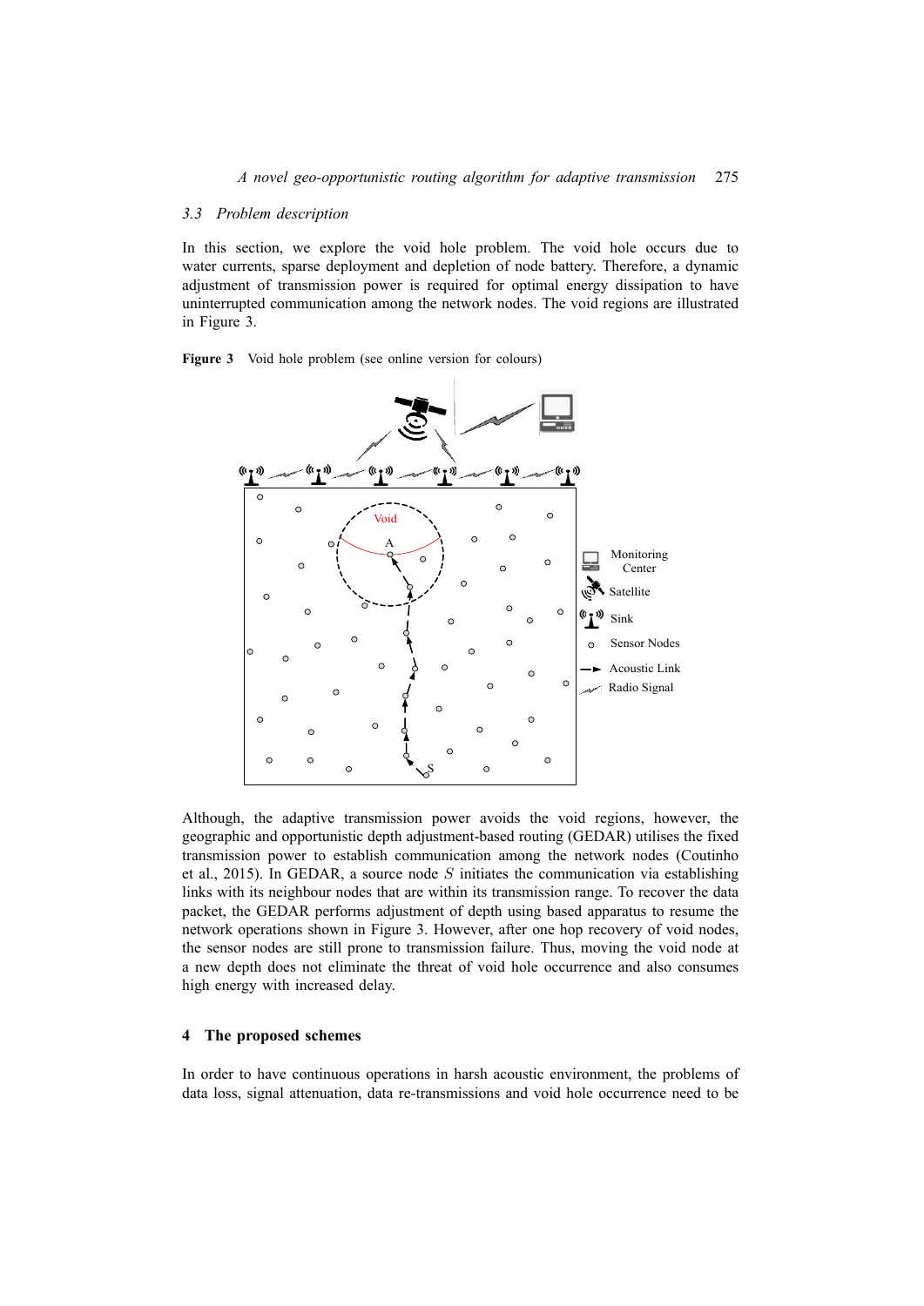### 3.3 Problem description

In this section, we explore the void hole problem. The void hole occurs due to water currents, sparse deployment and depletion of node battery. Therefore, a dynamic adjustment of transmission power is required for optimal energy dissipation to have uninterrupted communication among the network nodes. The void regions are illustrated in Figure 3.

**Figure 3** Void hole problem (see online version for colours)

Void

A

S

Monitoring Center

Satellite

Sink

Sensor Nodes

Acoustic Link

Radio Signal

Although, the adaptive transmission power avoids the void regions, however, the geographic and opportunistic depth adjustment-based routing (GEDAR) utilises the fixed transmission power to establish communication among the network nodes (Coutinho et al., 2015). In GEDAR, a source node $S$ initiates the communication via establishing links with its neighbour nodes that are within its transmission range. To recover the data packet, the GEDAR performs adjustment of depth using based apparatus to resume the network operations shown in Figure 3. However, after one hop recovery of void nodes, the sensor nodes are still prone to transmission failure. Thus, moving the void node at a new depth does not eliminate the threat of void hole occurrence and also consumes high energy with increased delay.

## 4 The proposed schemes

In order to have continuous operations in harsh acoustic environment, the problems of data loss, signal attenuation, data re-transmissions and void hole occurrence need to be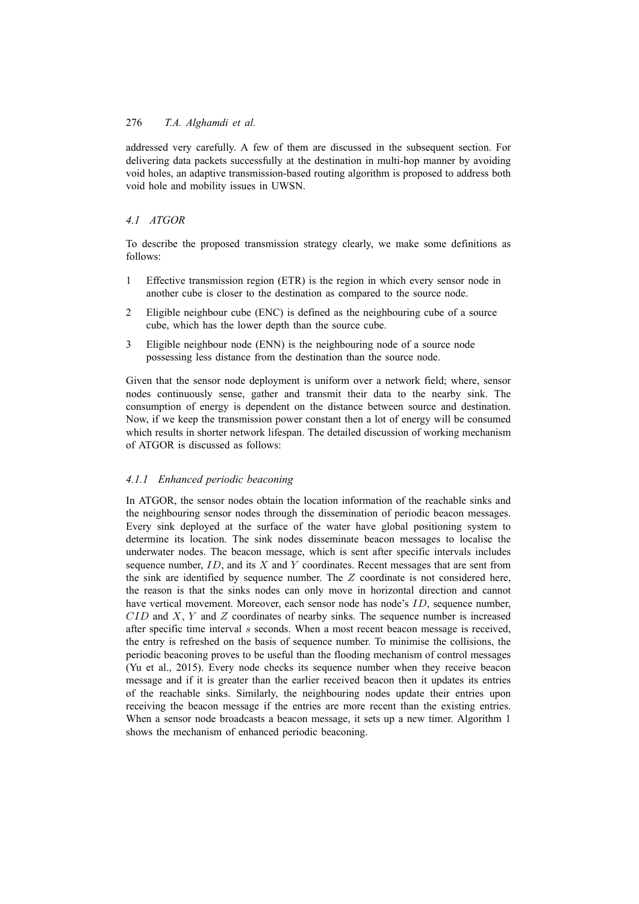addressed very carefully. A few of them are discussed in the subsequent section. For delivering data packets successfully at the destination in multi-hop manner by avoiding void holes, an adaptive transmission-based routing algorithm is proposed to address both void hole and mobility issues in UWSN.

### *4.1 ATGOR*

To describe the proposed transmission strategy clearly, we make some definitions as follows:

1. Effective transmission region (ETR) is the region in which every sensor node in another cube is closer to the destination as compared to the source node.
2. Eligible neighbour cube (ENC) is defined as the neighbouring cube of a source cube, which has the lower depth than the source cube.
3. Eligible neighbour node (ENN) is the neighbouring node of a source node possessing less distance from the destination than the source node.

Given that the sensor node deployment is uniform over a network field; where, sensor nodes continuously sense, gather and transmit their data to the nearby sink. The consumption of energy is dependent on the distance between source and destination. Now, if we keep the transmission power constant then a lot of energy will be consumed which results in shorter network lifespan. The detailed discussion of working mechanism of ATGOR is discussed as follows:

#### *4.1.1 Enhanced periodic beaconing*

In ATGOR, the sensor nodes obtain the location information of the reachable sinks and the neighbouring sensor nodes through the dissemination of periodic beacon messages. Every sink deployed at the surface of the water have global positioning system to determine its location. The sink nodes disseminate beacon messages to localise the underwater nodes. The beacon message, which is sent after specific intervals includes sequence number, $ID$, and its $X$ and $Y$ coordinates. Recent messages that are sent from the sink are identified by sequence number. The $Z$ coordinate is not considered here, the reason is that the sinks nodes can only move in horizontal direction and cannot have vertical movement. Moreover, each sensor node has node's $ID$, sequence number, $CID$ and $X$, $Y$ and $Z$ coordinates of nearby sinks. The sequence number is increased after specific time interval $s$ seconds. When a most recent beacon message is received, the entry is refreshed on the basis of sequence number. To minimise the collisions, the periodic beaconing proves to be useful than the flooding mechanism of control messages (Yu et al., 2015). Every node checks its sequence number when they receive beacon message and if it is greater than the earlier received beacon then it updates its entries of the reachable sinks. Similarly, the neighbouring nodes update their entries upon receiving the beacon message if the entries are more recent than the existing entries. When a sensor node broadcasts a beacon message, it sets up a new timer. Algorithm 1 shows the mechanism of enhanced periodic beaconing.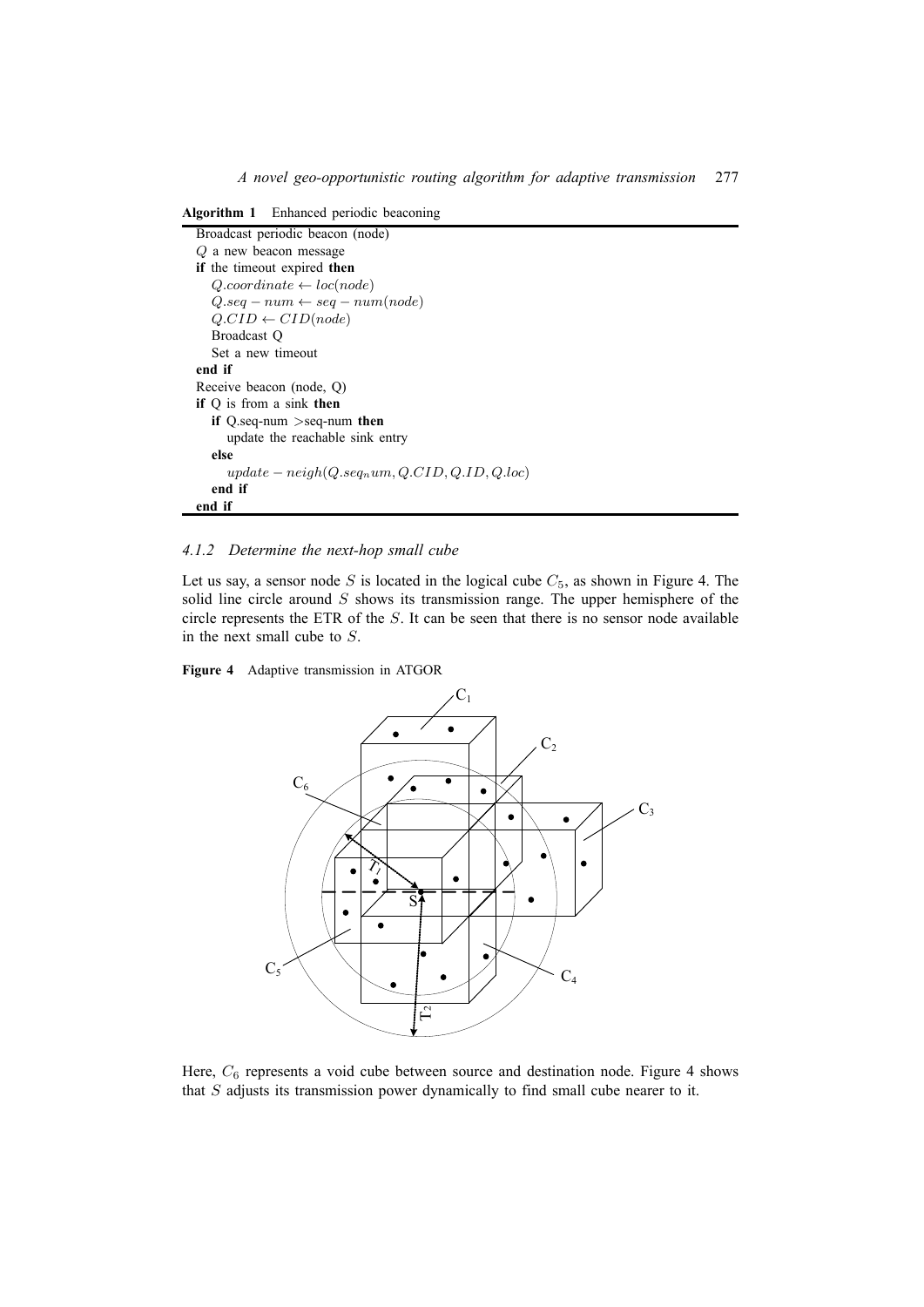**Algorithm 1** Enhanced periodic beaconing

```
Broadcast periodic beacon (node)
Q a new beacon message
if the timeout expired then
    Q.coordinate ← loc(node)
    Q.seq − num ← seq − num(node)
    Q.CID ← CID(node)
    Broadcast Q
    Set a new timeout
end if
Receive beacon (node, Q)
if Q is from a sink then
    if Q.seq-num >seq-num then
        update the reachable sink entry
    else
        update − neigh(Q.seq_num, Q.CID, Q.ID, Q.loc)
    end if
end if
```

### *4.1.2 Determine the next-hop small cube*

Let us say, a sensor node $S$ is located in the logical cube $C_5$, as shown in Figure 4. The solid line circle around $S$ shows its transmission range. The upper hemisphere of the circle represents the ETR of the $S$. It can be seen that there is no sensor node available in the next small cube to $S$.

**Figure 4** Adaptive transmission in ATGOR

C1
C2
C3
C4
C5
C6
S
T1
T2

Here, $C_6$ represents a void cube between source and destination node. Figure 4 shows that $S$ adjusts its transmission power dynamically to find small cube nearer to it.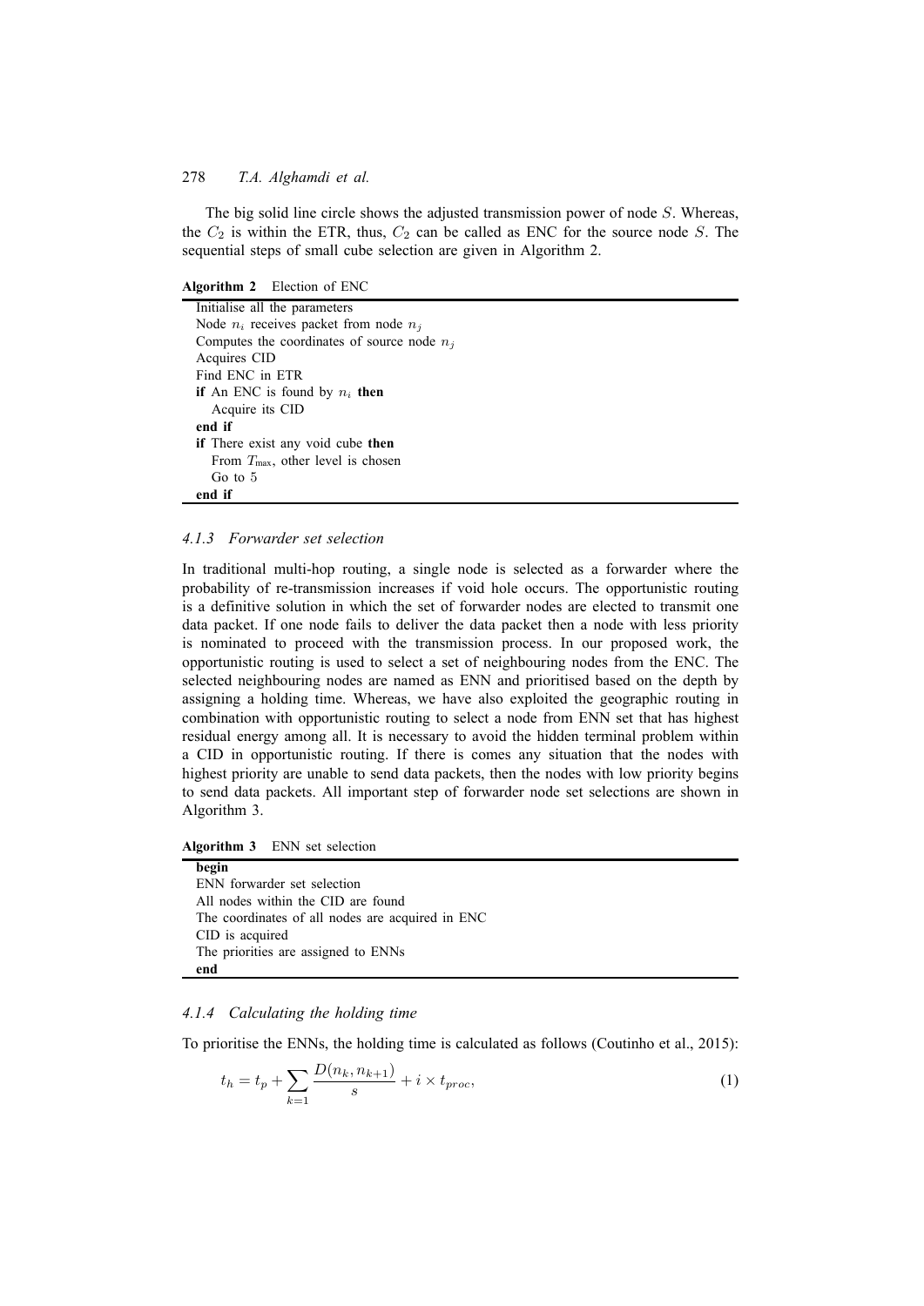The big solid line circle shows the adjusted transmission power of node $S$. Whereas, the $C_2$ is within the ETR, thus, $C_2$ can be called as ENC for the source node $S$. The sequential steps of small cube selection are given in Algorithm 2.

**Algorithm 2** Election of ENC

```
Initialise all the parameters
Node n_i receives packet from node n_j
Computes the coordinates of source node n_j
Acquires CID
Find ENC in ETR
if An ENC is found by n_i then
   Acquire its CID
end if
if There exist any void cube then
   From T_max, other level is chosen
   Go to 5
end if
```

### *4.1.3 Forwarder set selection*

In traditional multi-hop routing, a single node is selected as a forwarder where the probability of re-transmission increases if void hole occurs. The opportunistic routing is a definitive solution in which the set of forwarder nodes are elected to transmit one data packet. If one node fails to deliver the data packet then a node with less priority is nominated to proceed with the transmission process. In our proposed work, the opportunistic routing is used to select a set of neighbouring nodes from the ENC. The selected neighbouring nodes are named as ENN and prioritised based on the depth by assigning a holding time. Whereas, we have also exploited the geographic routing in combination with opportunistic routing to select a node from ENN set that has highest residual energy among all. It is necessary to avoid the hidden terminal problem within a CID in opportunistic routing. If there is comes any situation that the nodes with highest priority are unable to send data packets, then the nodes with low priority begins to send data packets. All important step of forwarder node set selections are shown in Algorithm 3.

**Algorithm 3** ENN set selection

```
begin
ENN forwarder set selection
All nodes within the CID are found
The coordinates of all nodes are acquired in ENC
CID is acquired
The priorities are assigned to ENNs
end
```

### *4.1.4 Calculating the holding time*

To prioritise the ENNs, the holding time is calculated as follows (Coutinho et al., 2015):

$$t_h = t_p + \sum_{k=1} \frac{D(n_k, n_{k+1})}{s} + i \times t_{proc}, \tag{1}$$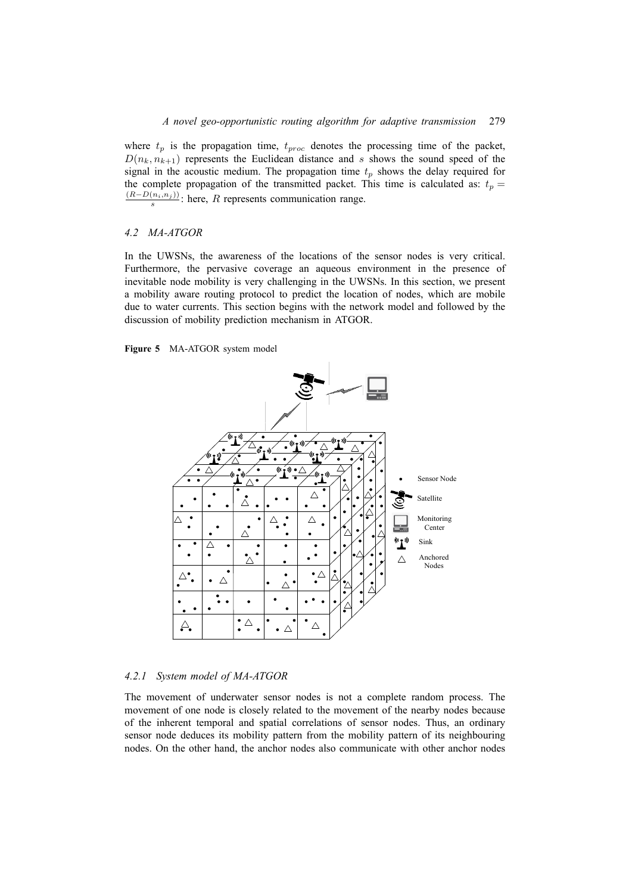where $t_p$ is the propagation time, $t_{proc}$ denotes the processing time of the packet, $D(n_k, n_{k+1})$ represents the Euclidean distance and $s$ shows the sound speed of the signal in the acoustic medium. The propagation time $t_p$ shows the delay required for the complete propagation of the transmitted packet. This time is calculated as: $t_p = \frac{(R - D(n_i, n_j))}{s}$: here, $R$ represents communication range.

### 4.2 MA-ATGOR

In the UWSNs, the awareness of the locations of the sensor nodes is very critical. Furthermore, the pervasive coverage an aqueous environment in the presence of inevitable node mobility is very challenging in the UWSNs. In this section, we present a mobility aware routing protocol to predict the location of nodes, which are mobile due to water currents. This section begins with the network model and followed by the discussion of mobility prediction mechanism in ATGOR.

**Figure 5** MA-ATGOR system model

Sensor Node
Satellite
Monitoring Center
Sink
Anchored Nodes

#### 4.2.1 System model of MA-ATGOR

The movement of underwater sensor nodes is not a complete random process. The movement of one node is closely related to the movement of the nearby nodes because of the inherent temporal and spatial correlations of sensor nodes. Thus, an ordinary sensor node deduces its mobility pattern from the mobility pattern of its neighbouring nodes. On the other hand, the anchor nodes also communicate with other anchor nodes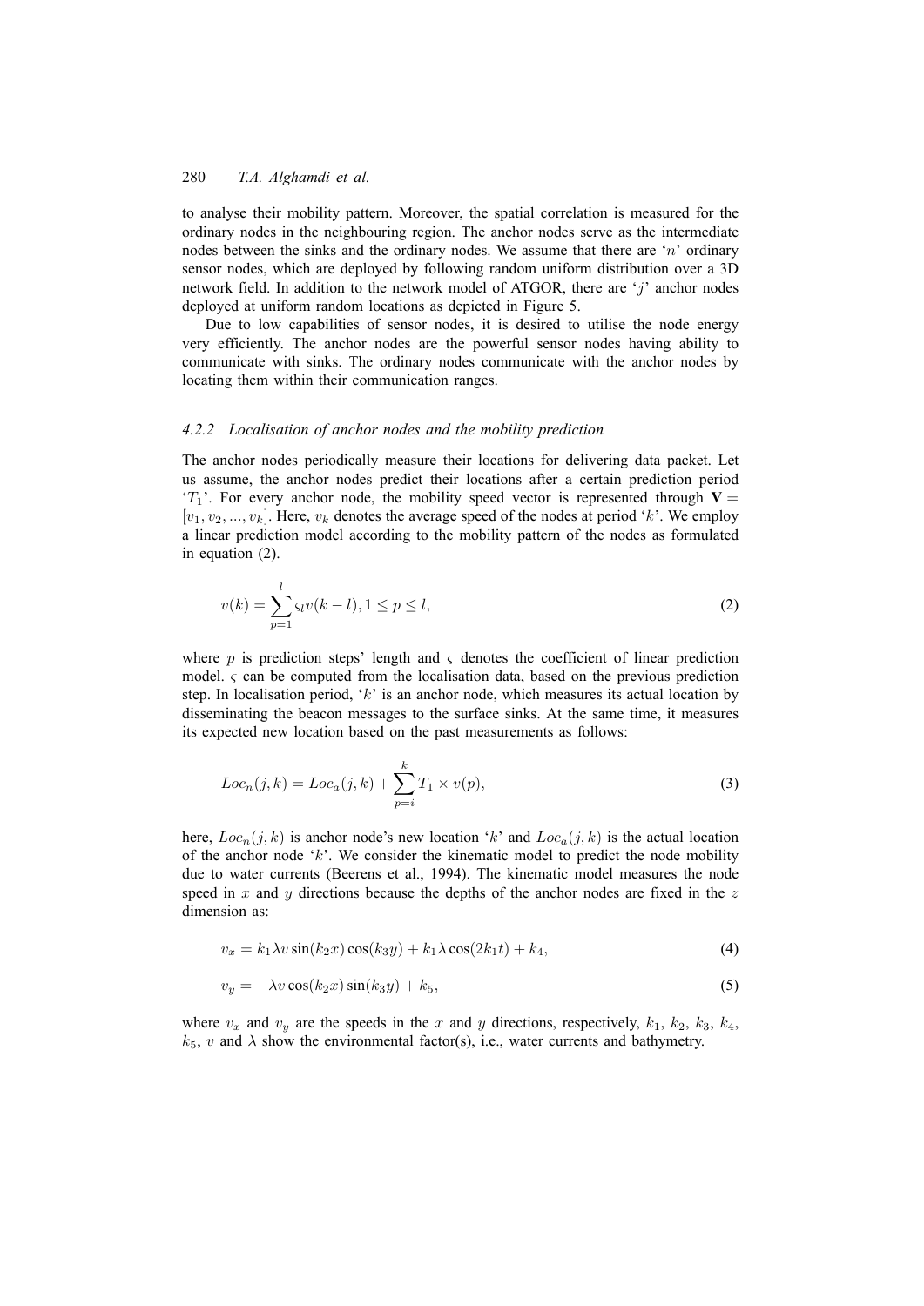to analyse their mobility pattern. Moreover, the spatial correlation is measured for the ordinary nodes in the neighbouring region. The anchor nodes serve as the intermediate nodes between the sinks and the ordinary nodes. We assume that there are '$n$' ordinary sensor nodes, which are deployed by following random uniform distribution over a 3D network field. In addition to the network model of ATGOR, there are '$j$' anchor nodes deployed at uniform random locations as depicted in Figure 5.

Due to low capabilities of sensor nodes, it is desired to utilise the node energy very efficiently. The anchor nodes are the powerful sensor nodes having ability to communicate with sinks. The ordinary nodes communicate with the anchor nodes by locating them within their communication ranges.

#### 4.2.2 Localisation of anchor nodes and the mobility prediction

The anchor nodes periodically measure their locations for delivering data packet. Let us assume, the anchor nodes predict their locations after a certain prediction period '$T_1$'. For every anchor node, the mobility speed vector is represented through $\mathbf{V} = [v_1, v_2, ..., v_k]$. Here, $v_k$ denotes the average speed of the nodes at period '$k$'. We employ a linear prediction model according to the mobility pattern of the nodes as formulated in equation (2).

$$v(k) = \sum_{p=1}^{l} \varsigma_l v(k-l), 1 \leq p \leq l, \tag{2}$$

where $p$ is prediction steps' length and $\varsigma$ denotes the coefficient of linear prediction model. $\varsigma$ can be computed from the localisation data, based on the previous prediction step. In localisation period, '$k$' is an anchor node, which measures its actual location by disseminating the beacon messages to the surface sinks. At the same time, it measures its expected new location based on the past measurements as follows:

$$Loc_n(j,k) = Loc_a(j,k) + \sum_{p=i}^{k} T_1 \times v(p), \tag{3}$$

here, $Loc_n(j,k)$ is anchor node's new location '$k$' and $Loc_a(j,k)$ is the actual location of the anchor node '$k$'. We consider the kinematic model to predict the node mobility due to water currents (Beerens et al., 1994). The kinematic model measures the node speed in $x$ and $y$ directions because the depths of the anchor nodes are fixed in the $z$ dimension as:

$$v_x = k_1 \lambda v \sin(k_2 x) \cos(k_3 y) + k_1 \lambda \cos(2k_1 t) + k_4, \tag{4}$$

$$v_y = -\lambda v \cos(k_2 x) \sin(k_3 y) + k_5, \tag{5}$$

where $v_x$ and $v_y$ are the speeds in the $x$ and $y$ directions, respectively, $k_1$, $k_2$, $k_3$, $k_4$, $k_5$, $v$ and $\lambda$ show the environmental factor(s), i.e., water currents and bathymetry.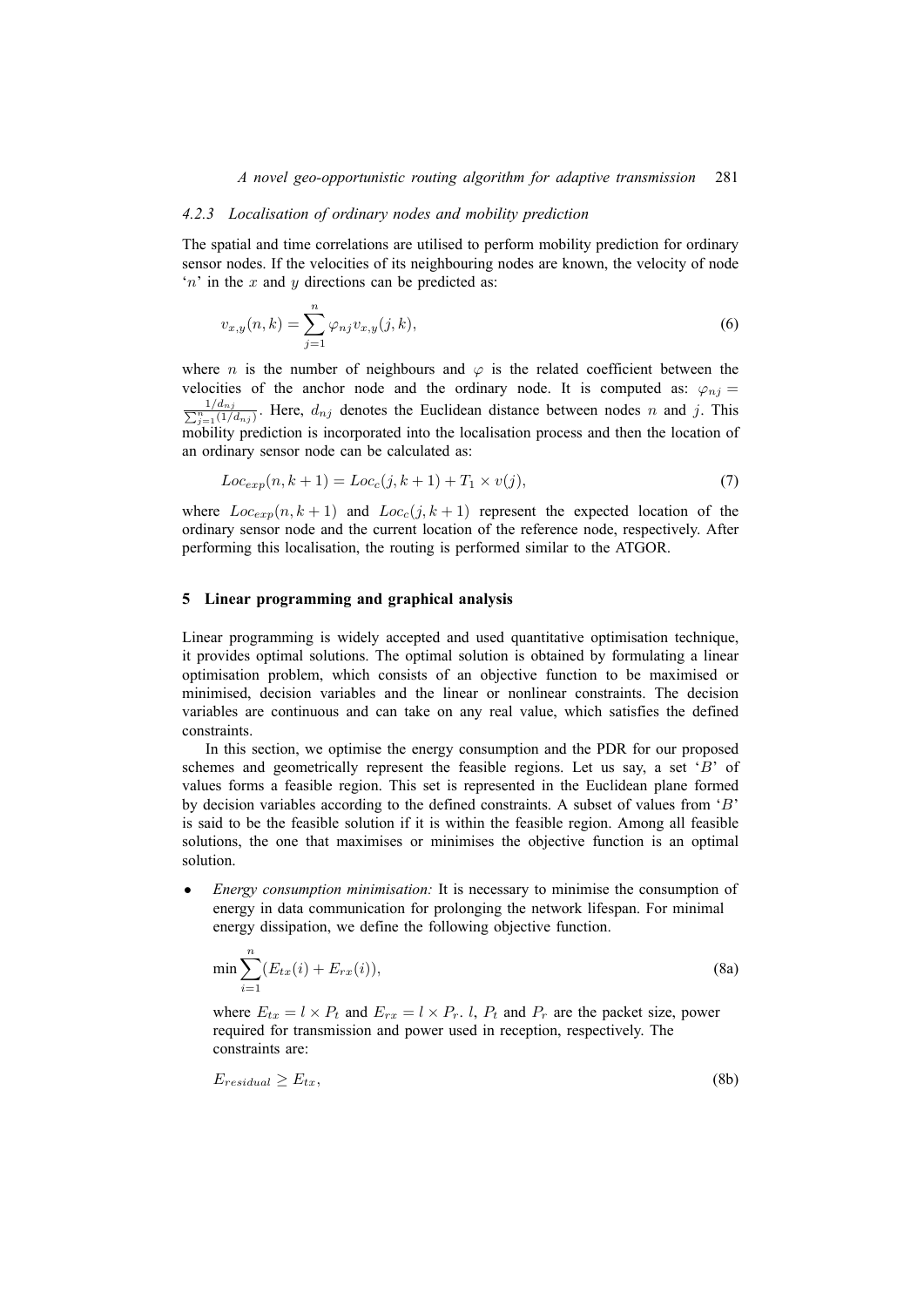#### 4.2.3 Localisation of ordinary nodes and mobility prediction

The spatial and time correlations are utilised to perform mobility prediction for ordinary sensor nodes. If the velocities of its neighbouring nodes are known, the velocity of node '$n$' in the $x$ and $y$ directions can be predicted as:

$$v_{x,y}(n,k) = \sum_{j=1}^{n} \varphi_{nj} v_{x,y}(j,k), \tag{6}$$

where $n$ is the number of neighbours and $\varphi$ is the related coefficient between the velocities of the anchor node and the ordinary node. It is computed as: $\varphi_{nj} = \frac{1/d_{nj}}{\sum_{j=1}^{n}(1/d_{nj})}$. Here, $d_{nj}$ denotes the Euclidean distance between nodes $n$ and $j$. This mobility prediction is incorporated into the localisation process and then the location of an ordinary sensor node can be calculated as:

$$Loc_{exp}(n, k+1) = Loc_c(j, k+1) + T_1 \times v(j), \tag{7}$$

where $Loc_{exp}(n, k+1)$ and $Loc_c(j, k+1)$ represent the expected location of the ordinary sensor node and the current location of the reference node, respectively. After performing this localisation, the routing is performed similar to the ATGOR.

## 5 Linear programming and graphical analysis

Linear programming is widely accepted and used quantitative optimisation technique, it provides optimal solutions. The optimal solution is obtained by formulating a linear optimisation problem, which consists of an objective function to be maximised or minimised, decision variables and the linear or nonlinear constraints. The decision variables are continuous and can take on any real value, which satisfies the defined constraints.

In this section, we optimise the energy consumption and the PDR for our proposed schemes and geometrically represent the feasible regions. Let us say, a set '$B$' of values forms a feasible region. This set is represented in the Euclidean plane formed by decision variables according to the defined constraints. A subset of values from '$B$' is said to be the feasible solution if it is within the feasible region. Among all feasible solutions, the one that maximises or minimises the objective function is an optimal solution.

- *Energy consumption minimisation:* It is necessary to minimise the consumption of energy in data communication for prolonging the network lifespan. For minimal energy dissipation, we define the following objective function.

$$\min \sum_{i=1}^{n} (E_{tx}(i) + E_{rx}(i)), \tag{8a}$$

where $E_{tx} = l \times P_t$ and $E_{rx} = l \times P_r$. $l$, $P_t$ and $P_r$ are the packet size, power required for transmission and power used in reception, respectively. The constraints are:

$$E_{residual} \geq E_{tx}, \tag{8b}$$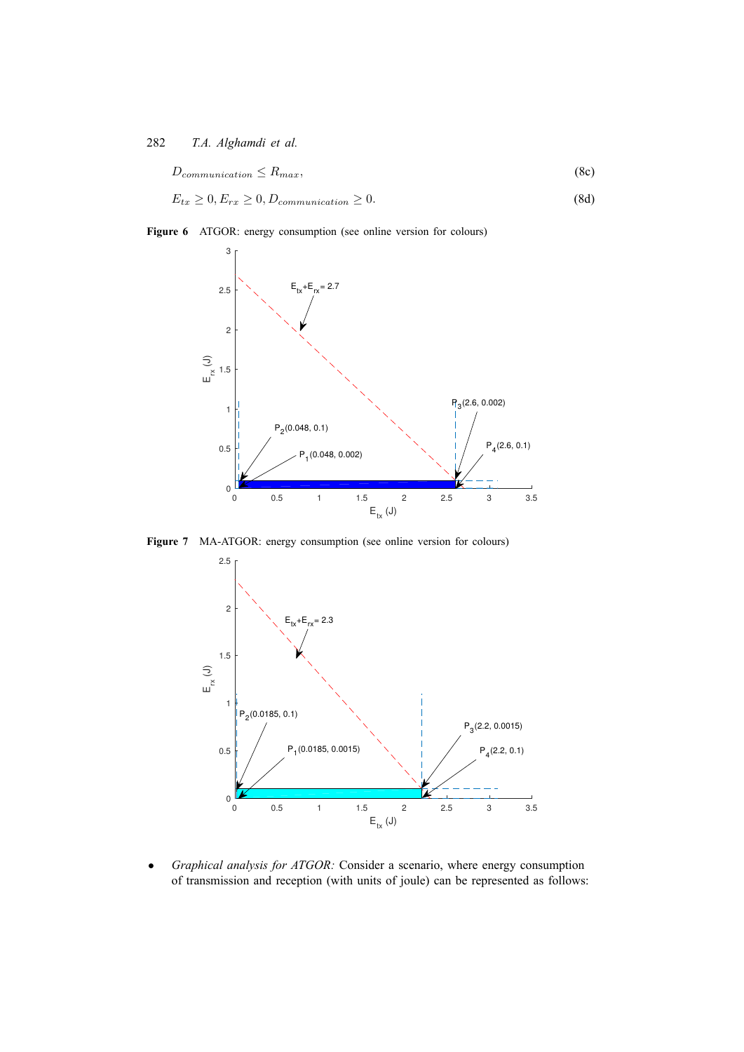$$D_{communication} \leq R_{max}, \tag{8c}$$

$$E_{tx} \geq 0, E_{rx} \geq 0, D_{communication} \geq 0. \tag{8d}$$

**Figure 6** ATGOR: energy consumption (see online version for colours)

$E_{tx}+E_{rx}= 2.7$

$P_3(2.6, 0.002)$

$P_2(0.048, 0.1)$

$P_4(2.6, 0.1)$

$P_1(0.048, 0.002)$

$E_{rx}$ (J)

$E_{tx}$ (J)

**Figure 7** MA-ATGOR: energy consumption (see online version for colours)

$E_{tx}+E_{rx}= 2.3$

$P_2(0.0185, 0.1)$

$P_3(2.2, 0.0015)$

$P_1(0.0185, 0.0015)$

$P_4(2.2, 0.1)$

$E_{rx}$ (J)

$E_{tx}$ (J)

- *Graphical analysis for ATGOR:* Consider a scenario, where energy consumption of transmission and reception (with units of joule) can be represented as follows: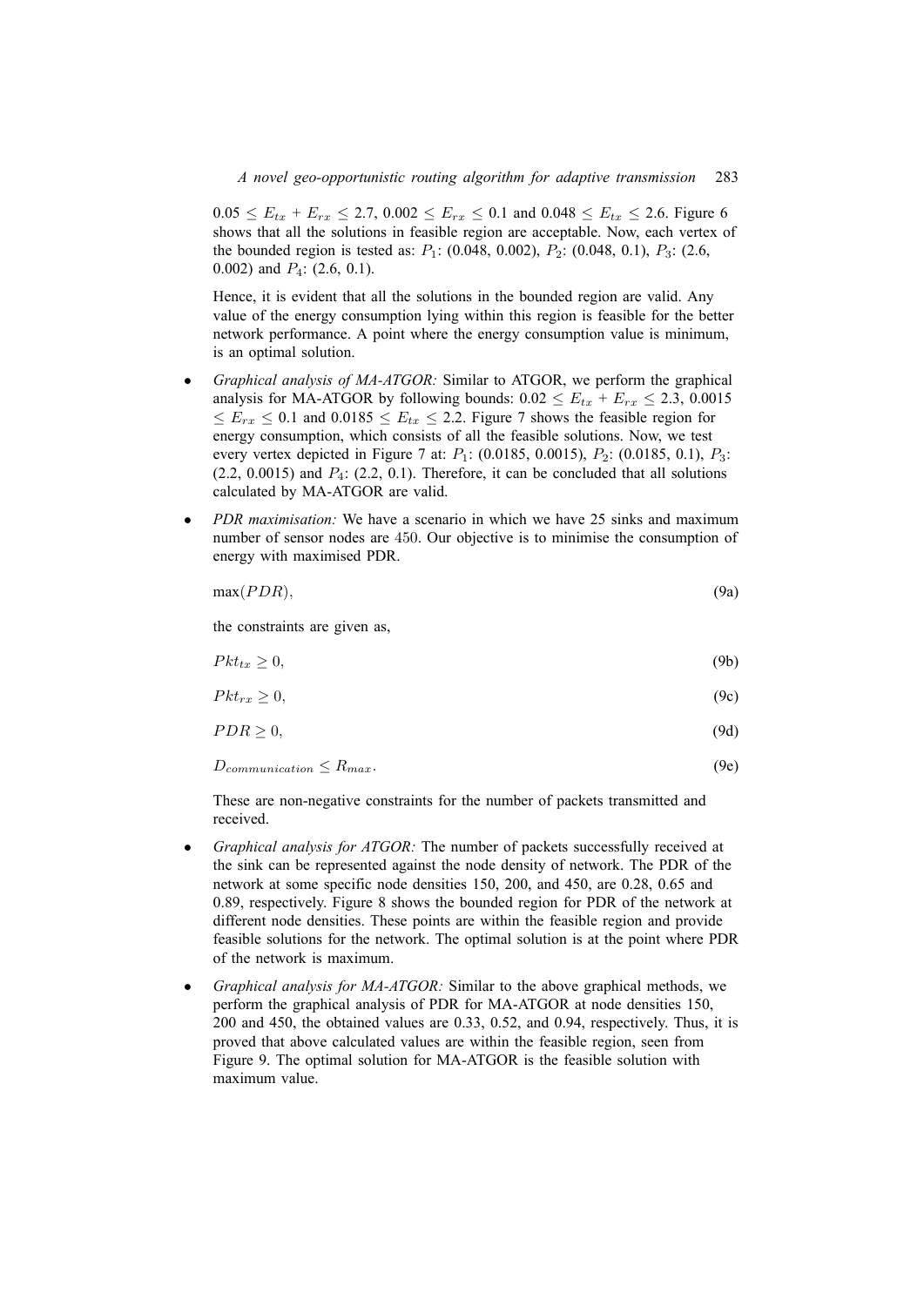$0.05 \leq E_{tx} + E_{rx} \leq 2.7$, $0.002 \leq E_{rx} \leq 0.1$ and $0.048 \leq E_{tx} \leq 2.6$. Figure 6 shows that all the solutions in feasible region are acceptable. Now, each vertex of the bounded region is tested as: $P_1$: (0.048, 0.002), $P_2$: (0.048, 0.1), $P_3$: (2.6, 0.002) and $P_4$: (2.6, 0.1).

Hence, it is evident that all the solutions in the bounded region are valid. Any value of the energy consumption lying within this region is feasible for the better network performance. A point where the energy consumption value is minimum, is an optimal solution.

- *Graphical analysis of MA-ATGOR:* Similar to ATGOR, we perform the graphical analysis for MA-ATGOR by following bounds: $0.02 \leq E_{tx} + E_{rx} \leq 2.3$, $0.0015 \leq E_{rx} \leq 0.1$ and $0.0185 \leq E_{tx} \leq 2.2$. Figure 7 shows the feasible region for energy consumption, which consists of all the feasible solutions. Now, we test every vertex depicted in Figure 7 at: $P_1$: (0.0185, 0.0015), $P_2$: (0.0185, 0.1), $P_3$: (2.2, 0.0015) and $P_4$: (2.2, 0.1). Therefore, it can be concluded that all solutions calculated by MA-ATGOR are valid.
- *PDR maximisation:* We have a scenario in which we have 25 sinks and maximum number of sensor nodes are 450. Our objective is to minimise the consumption of energy with maximised PDR.

$$\max(PDR), \tag{9a}$$

the constraints are given as,

$$Pkt_{tx} \geq 0, \tag{9b}$$

$$Pkt_{rx} \geq 0, \tag{9c}$$

$$PDR \geq 0, \tag{9d}$$

$$D_{communication} \leq R_{max}. \tag{9e}$$

These are non-negative constraints for the number of packets transmitted and received.

- *Graphical analysis for ATGOR:* The number of packets successfully received at the sink can be represented against the node density of network. The PDR of the network at some specific node densities 150, 200, and 450, are 0.28, 0.65 and 0.89, respectively. Figure 8 shows the bounded region for PDR of the network at different node densities. These points are within the feasible region and provide feasible solutions for the network. The optimal solution is at the point where PDR of the network is maximum.
- *Graphical analysis for MA-ATGOR:* Similar to the above graphical methods, we perform the graphical analysis of PDR for MA-ATGOR at node densities 150, 200 and 450, the obtained values are 0.33, 0.52, and 0.94, respectively. Thus, it is proved that above calculated values are within the feasible region, seen from Figure 9. The optimal solution for MA-ATGOR is the feasible solution with maximum value.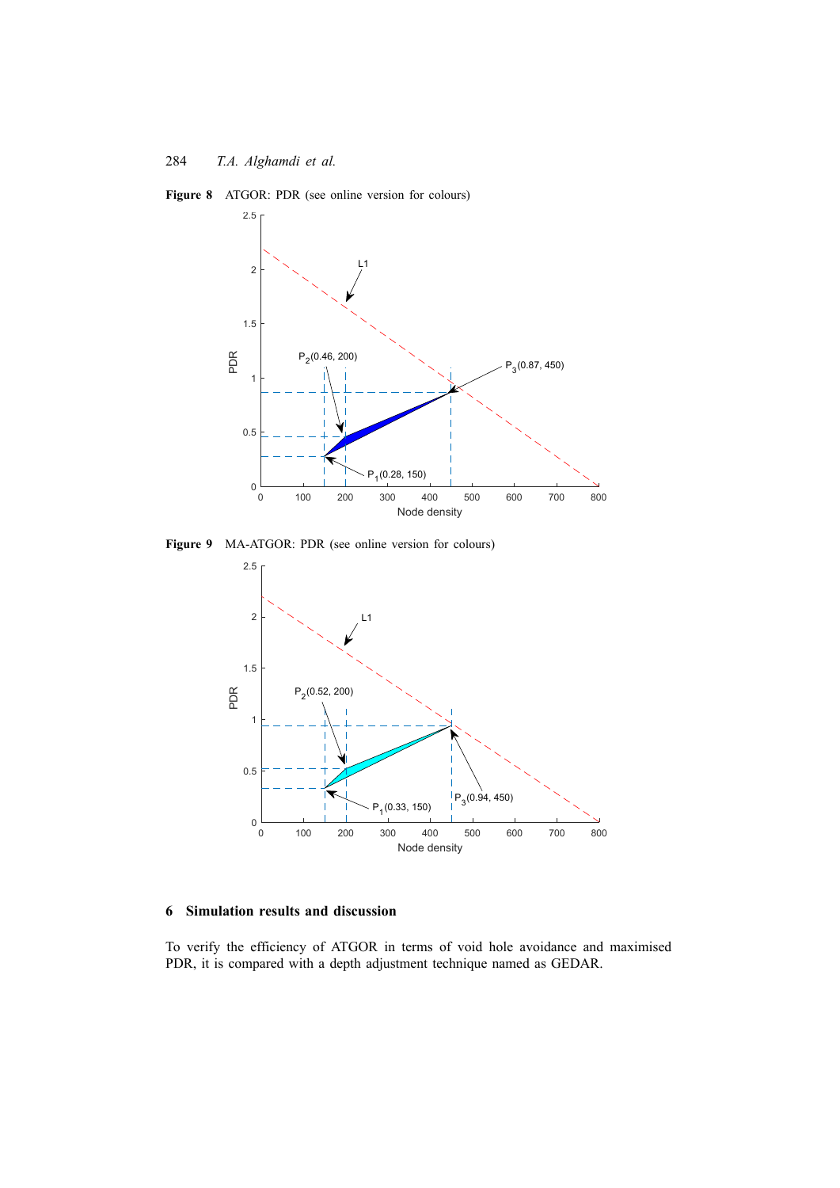**Figure 8** ATGOR: PDR (see online version for colours)

2.5
2
1.5
1
0.5
0
PDR
0 100 200 300 400 500 600 700 800
Node density
L1
$P_2$(0.46, 200)
$P_3$(0.87, 450)
$P_1$(0.28, 150)

**Figure 9** MA-ATGOR: PDR (see online version for colours)

2.5
2
1.5
1
0.5
0
PDR
0 100 200 300 400 500 600 700 800
Node density
L1
$P_2$(0.52, 200)
$P_3$(0.94, 450)
$P_1$(0.33, 150)

## 6 Simulation results and discussion

To verify the efficiency of ATGOR in terms of void hole avoidance and maximised PDR, it is compared with a depth adjustment technique named as GEDAR.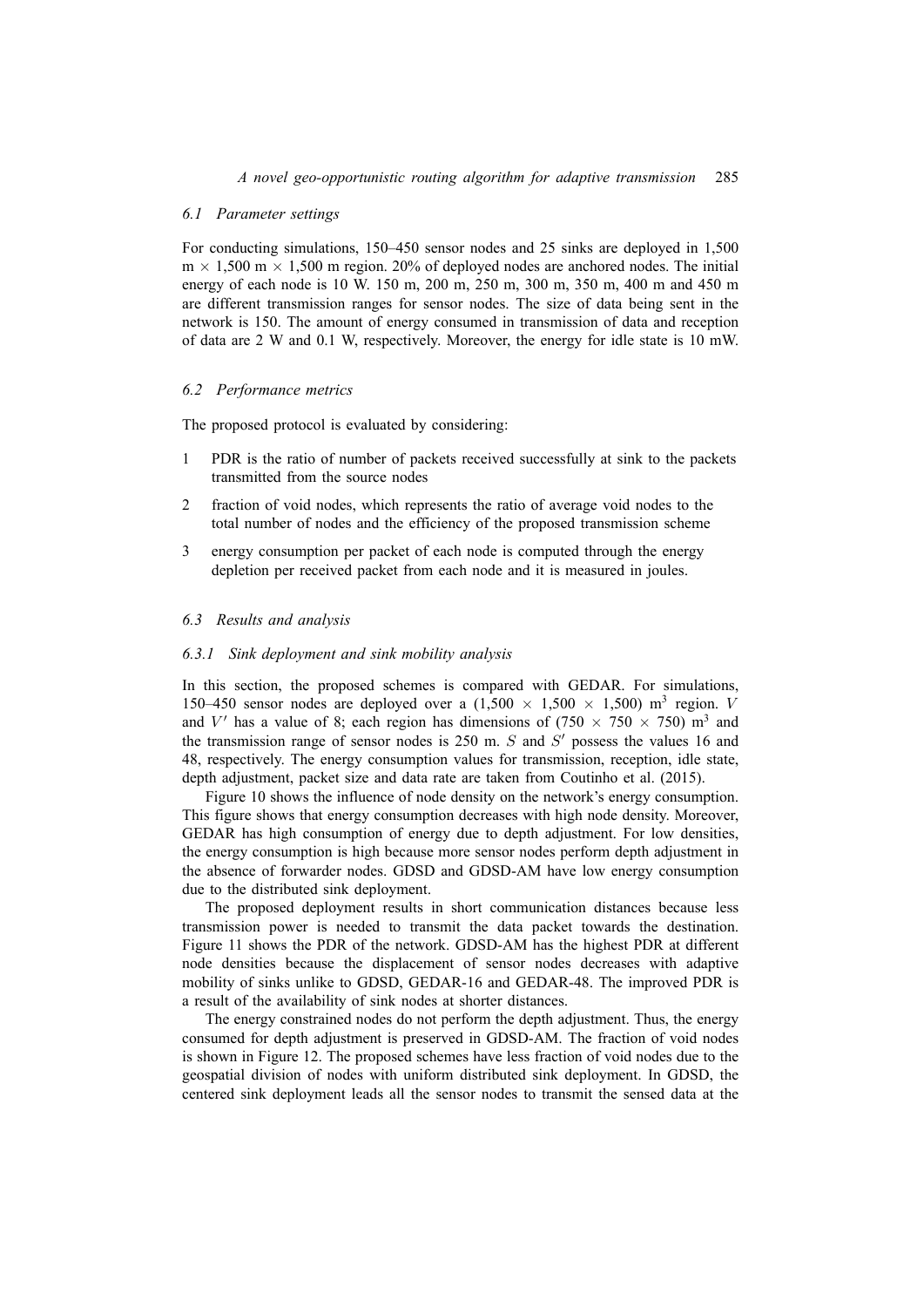### 6.1 Parameter settings

For conducting simulations, 150–450 sensor nodes and 25 sinks are deployed in 1,500 m × 1,500 m × 1,500 m region. 20% of deployed nodes are anchored nodes. The initial energy of each node is 10 W. 150 m, 200 m, 250 m, 300 m, 350 m, 400 m and 450 m are different transmission ranges for sensor nodes. The size of data being sent in the network is 150. The amount of energy consumed in transmission of data and reception of data are 2 W and 0.1 W, respectively. Moreover, the energy for idle state is 10 mW.

### 6.2 Performance metrics

The proposed protocol is evaluated by considering:

1. PDR is the ratio of number of packets received successfully at sink to the packets transmitted from the source nodes
2. fraction of void nodes, which represents the ratio of average void nodes to the total number of nodes and the efficiency of the proposed transmission scheme
3. energy consumption per packet of each node is computed through the energy depletion per received packet from each node and it is measured in joules.

### 6.3 Results and analysis

#### 6.3.1 Sink deployment and sink mobility analysis

In this section, the proposed schemes is compared with GEDAR. For simulations, 150–450 sensor nodes are deployed over a (1,500 × 1,500 × 1,500) m$^3$ region. $V$ and $V'$ has a value of 8; each region has dimensions of (750 × 750 × 750) m$^3$ and the transmission range of sensor nodes is 250 m. $S$ and $S'$ possess the values 16 and 48, respectively. The energy consumption values for transmission, reception, idle state, depth adjustment, packet size and data rate are taken from Coutinho et al. (2015).

Figure 10 shows the influence of node density on the network's energy consumption. This figure shows that energy consumption decreases with high node density. Moreover, GEDAR has high consumption of energy due to depth adjustment. For low densities, the energy consumption is high because more sensor nodes perform depth adjustment in the absence of forwarder nodes. GDSD and GDSD-AM have low energy consumption due to the distributed sink deployment.

The proposed deployment results in short communication distances because less transmission power is needed to transmit the data packet towards the destination. Figure 11 shows the PDR of the network. GDSD-AM has the highest PDR at different node densities because the displacement of sensor nodes decreases with adaptive mobility of sinks unlike to GDSD, GEDAR-16 and GEDAR-48. The improved PDR is a result of the availability of sink nodes at shorter distances.

The energy constrained nodes do not perform the depth adjustment. Thus, the energy consumed for depth adjustment is preserved in GDSD-AM. The fraction of void nodes is shown in Figure 12. The proposed schemes have less fraction of void nodes due to the geospatial division of nodes with uniform distributed sink deployment. In GDSD, the centered sink deployment leads all the sensor nodes to transmit the sensed data at the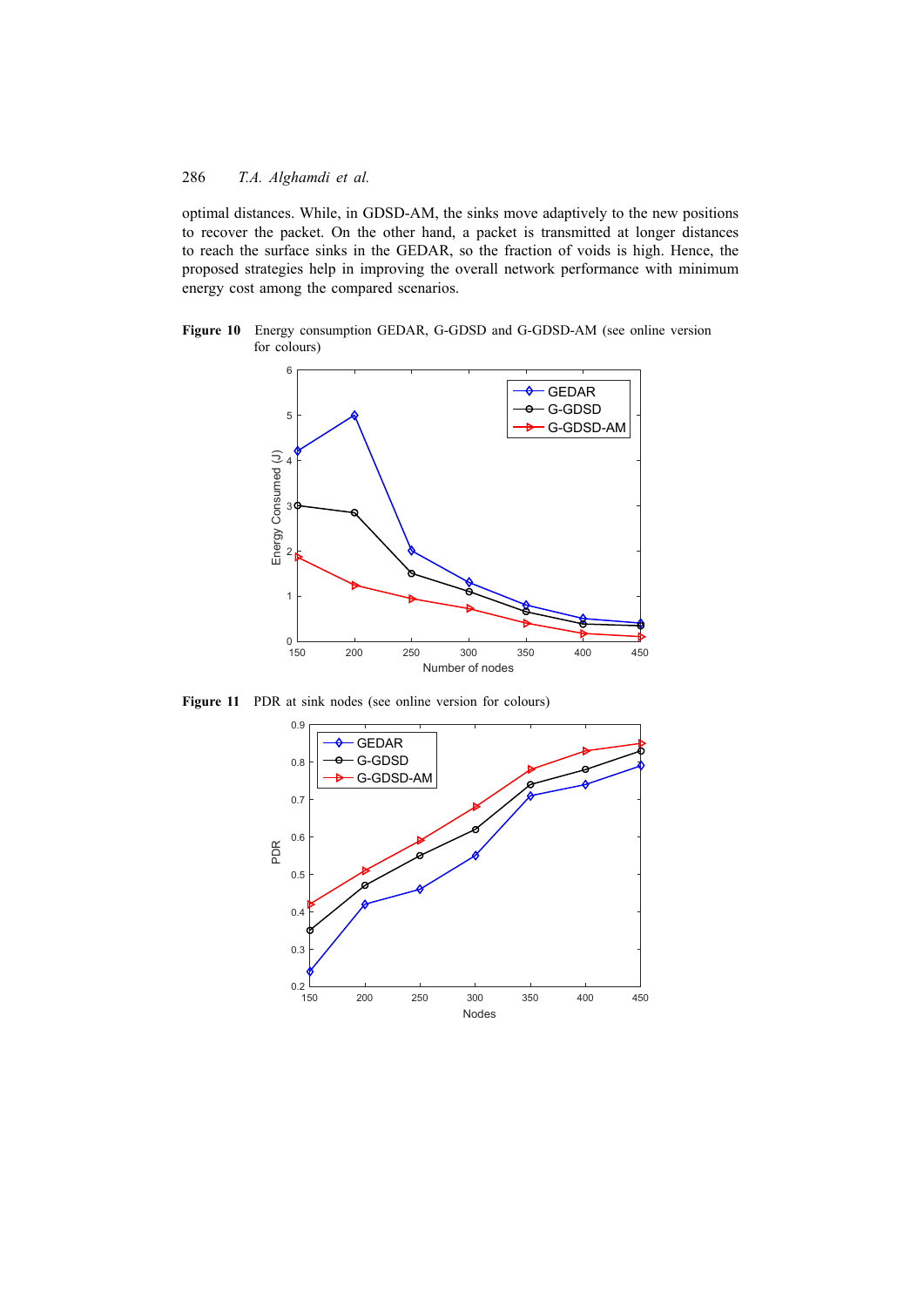optimal distances. While, in GDSD-AM, the sinks move adaptively to the new positions to recover the packet. On the other hand, a packet is transmitted at longer distances to reach the surface sinks in the GEDAR, so the fraction of voids is high. Hence, the proposed strategies help in improving the overall network performance with minimum energy cost among the compared scenarios.

**Figure 10** Energy consumption GEDAR, G-GDSD and G-GDSD-AM (see online version for colours)

GEDAR
G-GDSD
G-GDSD-AM

Energy Consumed (J)

0
1
2
3
4
5
6

150 200 250 300 350 400 450

Number of nodes

**Figure 11** PDR at sink nodes (see online version for colours)

GEDAR
G-GDSD
G-GDSD-AM

PDR

0.2
0.3
0.4
0.5
0.6
0.7
0.8
0.9

150 200 250 300 350 400 450

Nodes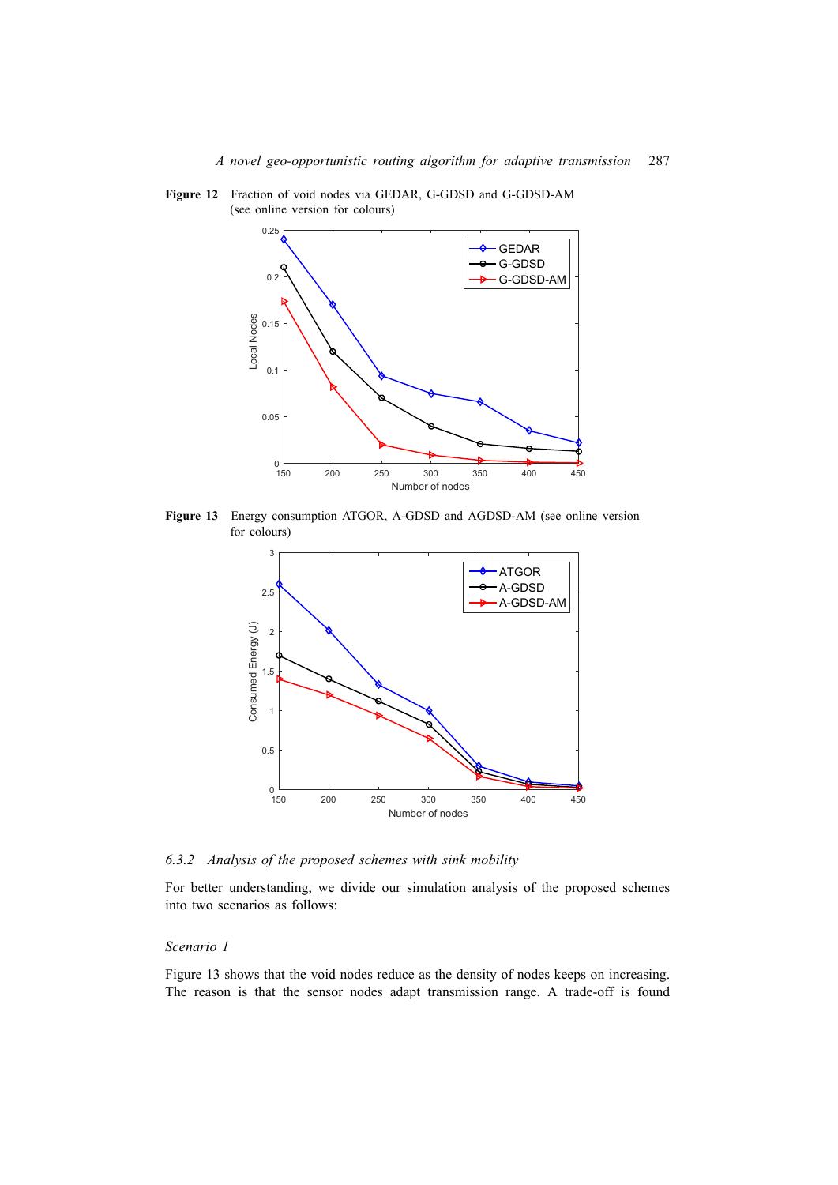**Figure 12** Fraction of void nodes via GEDAR, G-GDSD and G-GDSD-AM (see online version for colours)

**Figure 13** Energy consumption ATGOR, A-GDSD and AGDSD-AM (see online version for colours)

### *6.3.2 Analysis of the proposed schemes with sink mobility*

For better understanding, we divide our simulation analysis of the proposed schemes into two scenarios as follows:

*Scenario 1*

Figure 13 shows that the void nodes reduce as the density of nodes keeps on increasing. The reason is that the sensor nodes adapt transmission range. A trade-off is found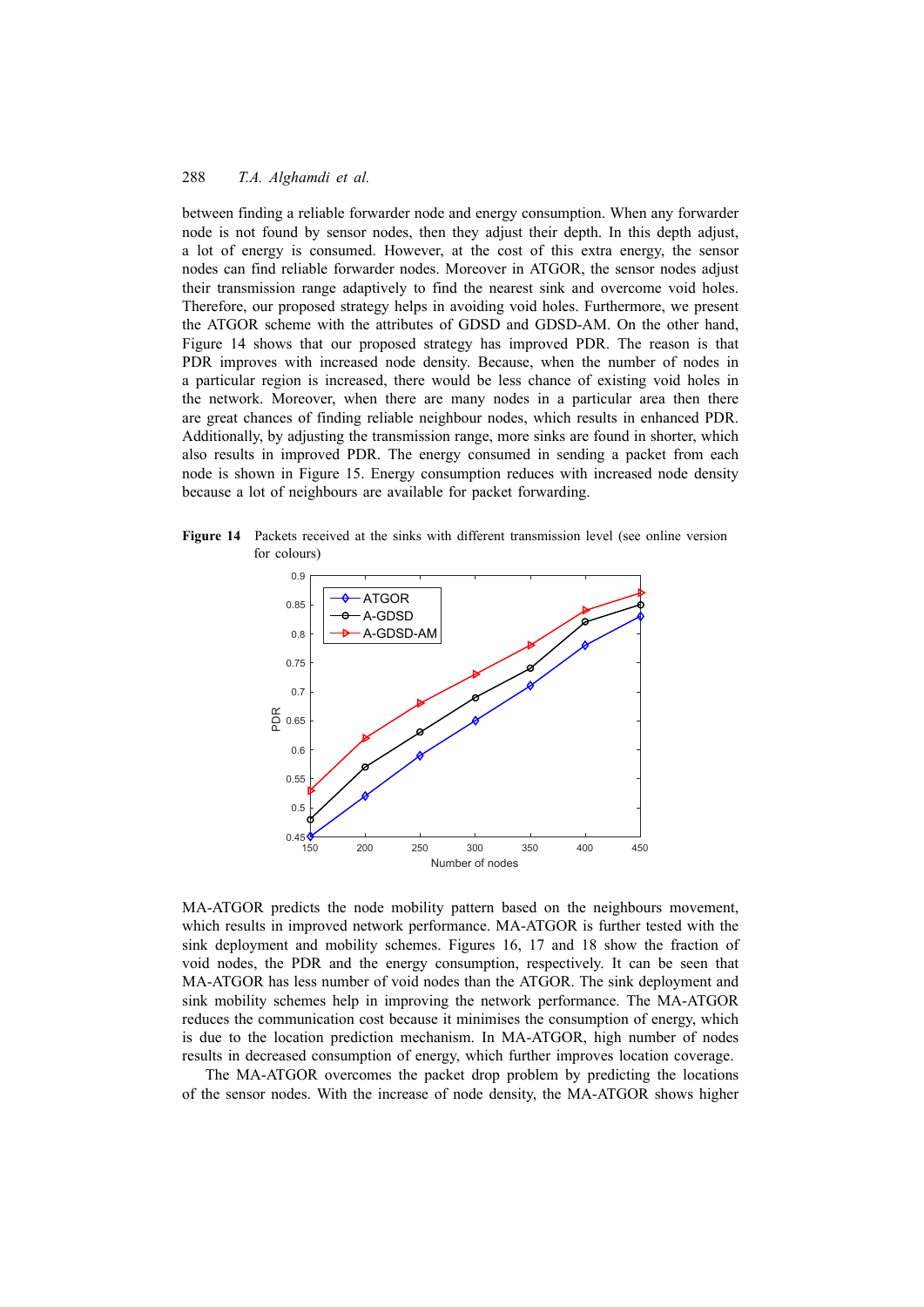between finding a reliable forwarder node and energy consumption. When any forwarder node is not found by sensor nodes, then they adjust their depth. In this depth adjust, a lot of energy is consumed. However, at the cost of this extra energy, the sensor nodes can find reliable forwarder nodes. Moreover in ATGOR, the sensor nodes adjust their transmission range adaptively to find the nearest sink and overcome void holes. Therefore, our proposed strategy helps in avoiding void holes. Furthermore, we present the ATGOR scheme with the attributes of GDSD and GDSD-AM. On the other hand, Figure 14 shows that our proposed strategy has improved PDR. The reason is that PDR improves with increased node density. Because, when the number of nodes in a particular region is increased, there would be less chance of existing void holes in the network. Moreover, when there are many nodes in a particular area then there are great chances of finding reliable neighbour nodes, which results in enhanced PDR. Additionally, by adjusting the transmission range, more sinks are found in shorter, which also results in improved PDR. The energy consumed in sending a packet from each node is shown in Figure 15. Energy consumption reduces with increased node density because a lot of neighbours are available for packet forwarding.

**Figure 14** Packets received at the sinks with different transmission level (see online version for colours)

PDR
0.9
0.85
0.8
0.75
0.7
0.65
0.6
0.55
0.5
0.45
150 200 250 300 350 400 450
Number of nodes
ATGOR
A-GDSD
A-GDSD-AM

MA-ATGOR predicts the node mobility pattern based on the neighbours movement, which results in improved network performance. MA-ATGOR is further tested with the sink deployment and mobility schemes. Figures 16, 17 and 18 show the fraction of void nodes, the PDR and the energy consumption, respectively. It can be seen that MA-ATGOR has less number of void nodes than the ATGOR. The sink deployment and sink mobility schemes help in improving the network performance. The MA-ATGOR reduces the communication cost because it minimises the consumption of energy, which is due to the location prediction mechanism. In MA-ATGOR, high number of nodes results in decreased consumption of energy, which further improves location coverage.

The MA-ATGOR overcomes the packet drop problem by predicting the locations of the sensor nodes. With the increase of node density, the MA-ATGOR shows higher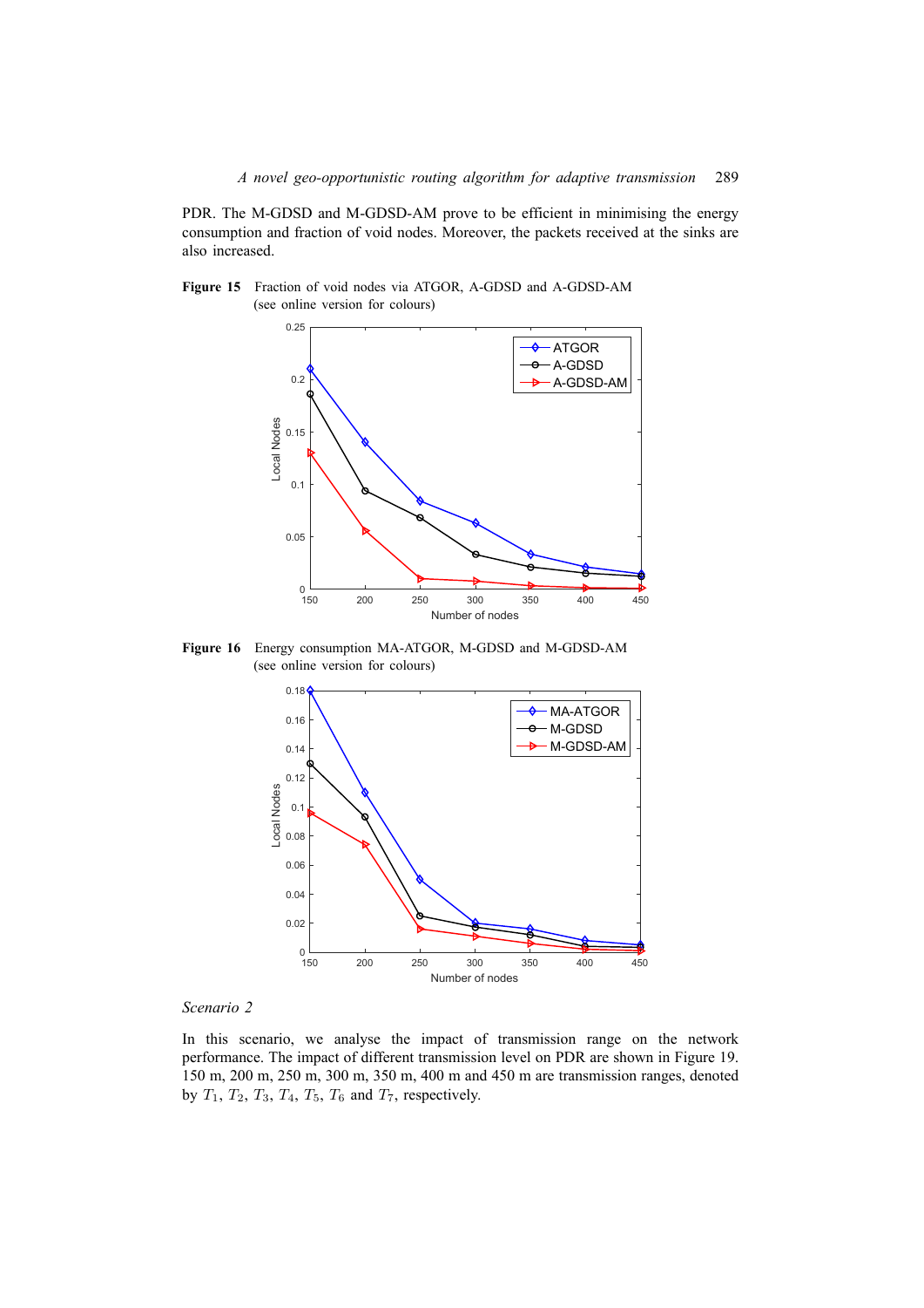PDR. The M-GDSD and M-GDSD-AM prove to be efficient in minimising the energy consumption and fraction of void nodes. Moreover, the packets received at the sinks are also increased.

**Figure 15** Fraction of void nodes via ATGOR, A-GDSD and A-GDSD-AM (see online version for colours)

ATGOR
A-GDSD
A-GDSD-AM

Local Nodes

0.25
0.2
0.15
0.1
0.05
0

150 200 250 300 350 400 450

Number of nodes

**Figure 16** Energy consumption MA-ATGOR, M-GDSD and M-GDSD-AM (see online version for colours)

MA-ATGOR
M-GDSD
M-GDSD-AM

Local Nodes

0.18
0.16
0.14
0.12
0.1
0.08
0.06
0.04
0.02
0

150 200 250 300 350 400 450

Number of nodes

*Scenario 2*

In this scenario, we analyse the impact of transmission range on the network performance. The impact of different transmission level on PDR are shown in Figure 19. 150 m, 200 m, 250 m, 300 m, 350 m, 400 m and 450 m are transmission ranges, denoted by $T_1$, $T_2$, $T_3$, $T_4$, $T_5$, $T_6$ and $T_7$, respectively.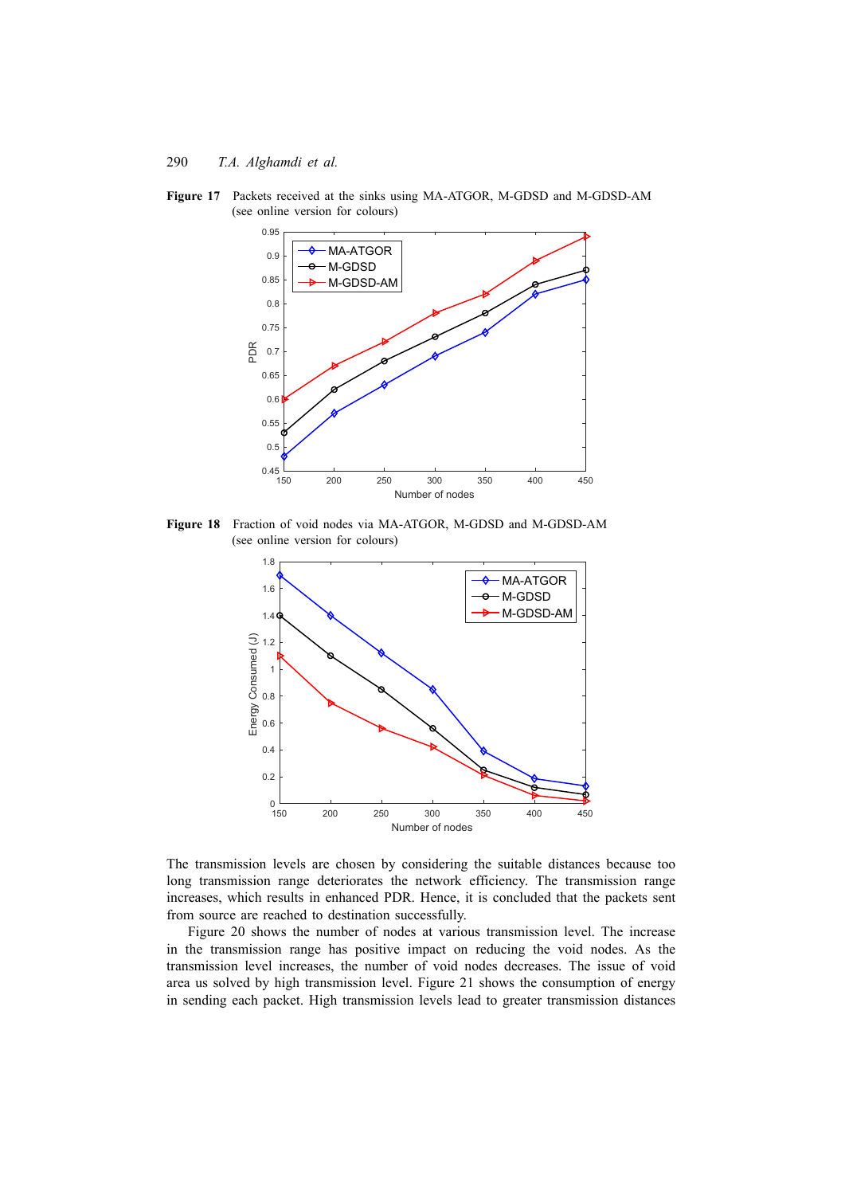**Figure 17** Packets received at the sinks using MA-ATGOR, M-GDSD and M-GDSD-AM (see online version for colours)

PDR

0.95
0.9
0.85
0.8
0.75
0.7
0.65
0.6
0.55
0.5
0.45

150 200 250 300 350 400 450

Number of nodes

MA-ATGOR
M-GDSD
M-GDSD-AM

**Figure 18** Fraction of void nodes via MA-ATGOR, M-GDSD and M-GDSD-AM (see online version for colours)

Energy Consumed (J)

1.8
1.6
1.4
1.2
1
0.8
0.6
0.4
0.2
0

150 200 250 300 350 400 450

Number of nodes

MA-ATGOR
M-GDSD
M-GDSD-AM

The transmission levels are chosen by considering the suitable distances because too long transmission range deteriorates the network efficiency. The transmission range increases, which results in enhanced PDR. Hence, it is concluded that the packets sent from source are reached to destination successfully.

Figure 20 shows the number of nodes at various transmission level. The increase in the transmission range has positive impact on reducing the void nodes. As the transmission level increases, the number of void nodes decreases. The issue of void area us solved by high transmission level. Figure 21 shows the consumption of energy in sending each packet. High transmission levels lead to greater transmission distances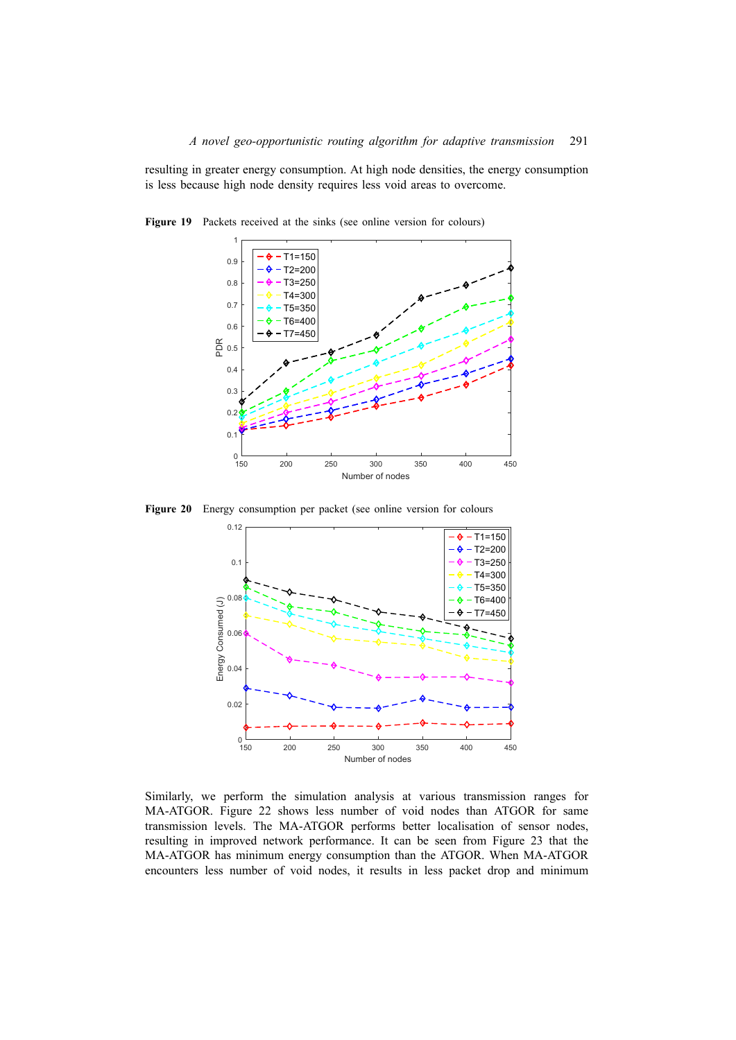resulting in greater energy consumption. At high node densities, the energy consumption is less because high node density requires less void areas to overcome.

**Figure 19** Packets received at the sinks (see online version for colours)

PDR
Number of nodes
T1=150
T2=200
T3=250
T4=300
T5=350
T6=400
T7=450
0
0.1
0.2
0.3
0.4
0.5
0.6
0.7
0.8
0.9
1
150
200
250
300
350
400
450

**Figure 20** Energy consumption per packet (see online version for colours

Energy Consumed (J)
Number of nodes
T1=150
T2=200
T3=250
T4=300
T5=350
T6=400
T7=450
0
0.02
0.04
0.06
0.08
0.1
0.12
150
200
250
300
350
400
450

Similarly, we perform the simulation analysis at various transmission ranges for MA-ATGOR. Figure 22 shows less number of void nodes than ATGOR for same transmission levels. The MA-ATGOR performs better localisation of sensor nodes, resulting in improved network performance. It can be seen from Figure 23 that the MA-ATGOR has minimum energy consumption than the ATGOR. When MA-ATGOR encounters less number of void nodes, it results in less packet drop and minimum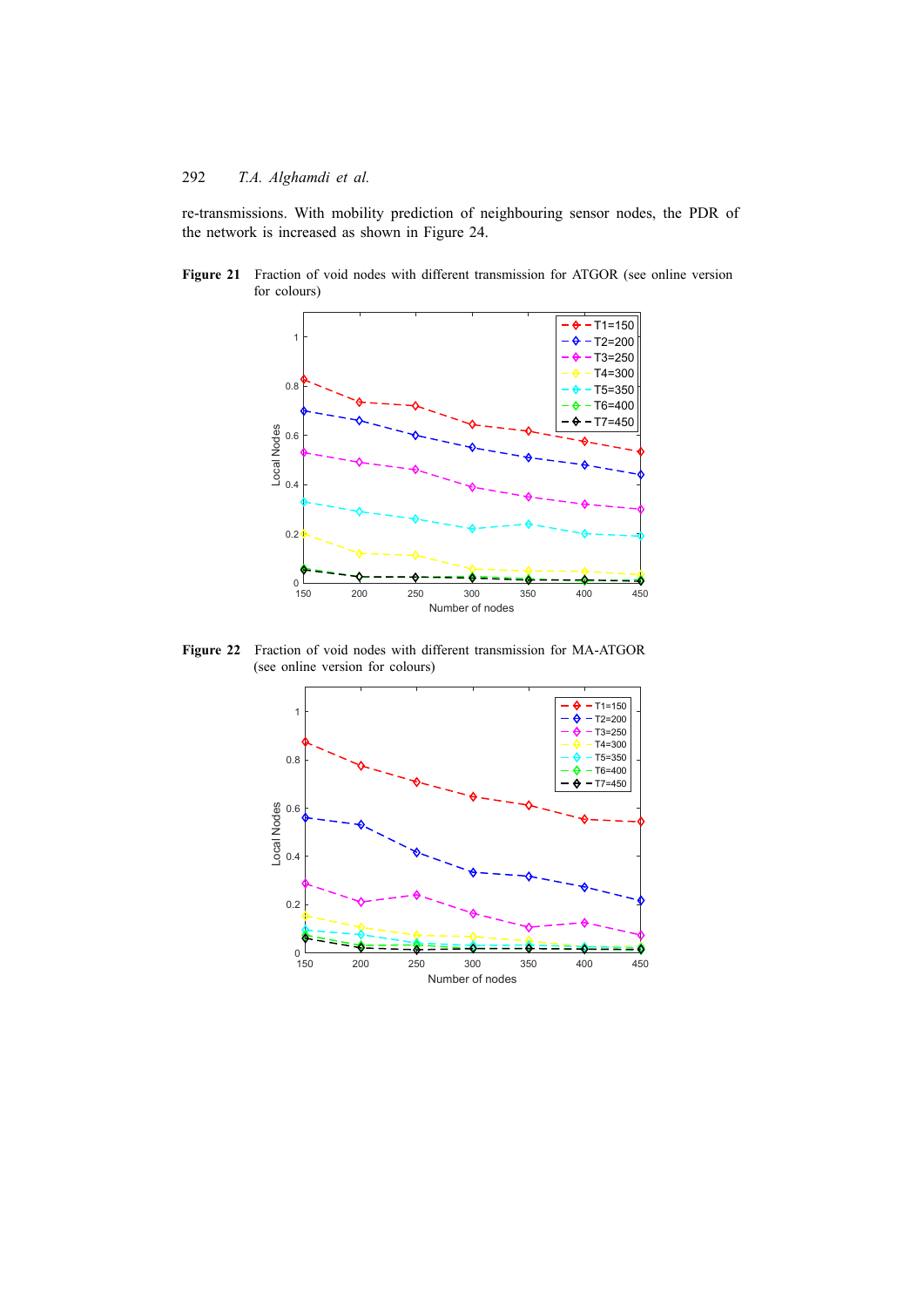re-transmissions. With mobility prediction of neighbouring sensor nodes, the PDR of the network is increased as shown in Figure 24.

**Figure 21** Fraction of void nodes with different transmission for ATGOR (see online version for colours)

T1=150
T2=200
T3=250
T4=300
T5=350
T6=400
T7=450

Local Nodes

0
0.2
0.4
0.6
0.8
1

150
200
250
300
350
400
450

Number of nodes

**Figure 22** Fraction of void nodes with different transmission for MA-ATGOR (see online version for colours)

T1=150
T2=200
T3=250
T4=300
T5=350
T6=400
T7=450

Local Nodes

0
0.2
0.4
0.6
0.8
1

150
200
250
300
350
400
450

Number of nodes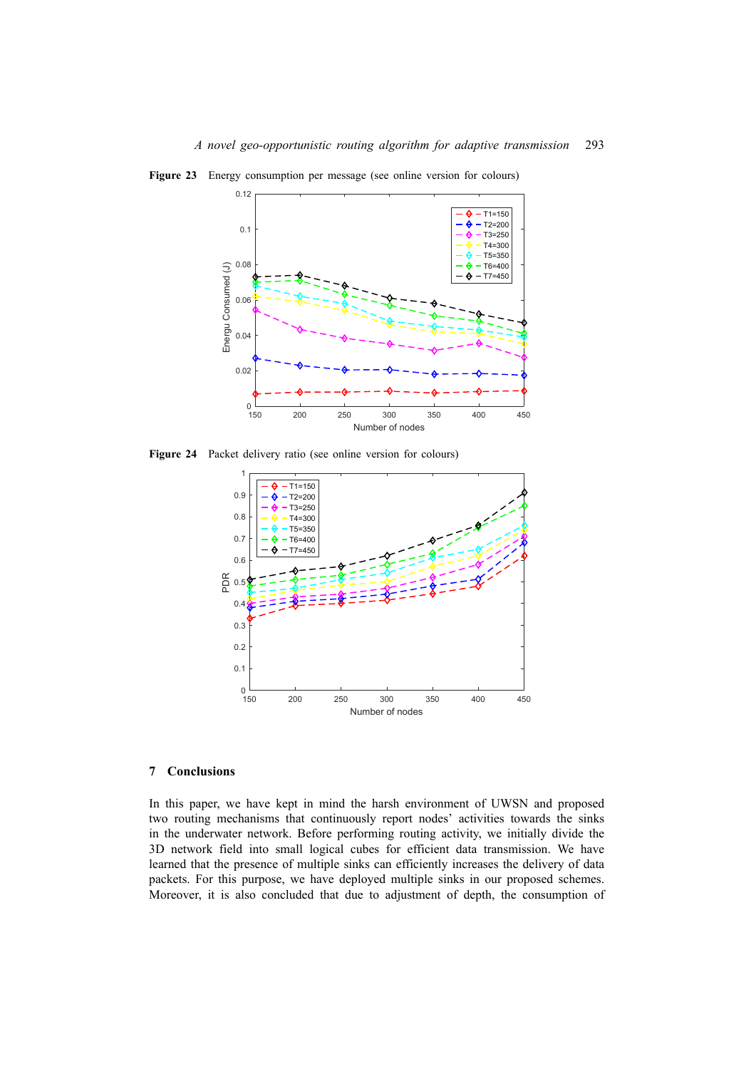**Figure 23** Energy consumption per message (see online version for colours)

0.12
0.1
0.08
0.06
0.04
0.02
0
Energu Consumed (J)
150
200
250
300
350
400
450
Number of nodes
T1=150
T2=200
T3=250
T4=300
T5=350
T6=400
T7=450

**Figure 24** Packet delivery ratio (see online version for colours)

1
0.9
0.8
0.7
0.6
0.5
0.4
0.3
0.2
0.1
0
PDR
150
200
250
300
350
400
450
Number of nodes
T1=150
T2=200
T3=250
T4=300
T5=350
T6=400
T7=450

## 7 Conclusions

In this paper, we have kept in mind the harsh environment of UWSN and proposed two routing mechanisms that continuously report nodes' activities towards the sinks in the underwater network. Before performing routing activity, we initially divide the 3D network field into small logical cubes for efficient data transmission. We have learned that the presence of multiple sinks can efficiently increases the delivery of data packets. For this purpose, we have deployed multiple sinks in our proposed schemes. Moreover, it is also concluded that due to adjustment of depth, the consumption of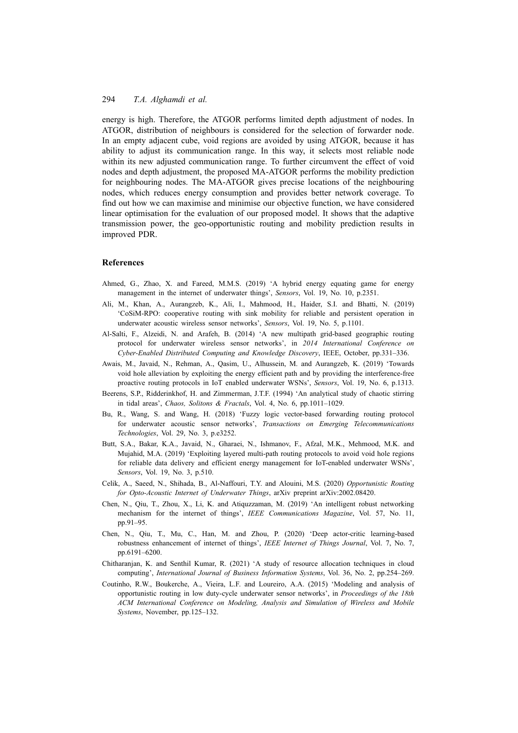energy is high. Therefore, the ATGOR performs limited depth adjustment of nodes. In ATGOR, distribution of neighbours is considered for the selection of forwarder node. In an empty adjacent cube, void regions are avoided by using ATGOR, because it has ability to adjust its communication range. In this way, it selects most reliable node within its new adjusted communication range. To further circumvent the effect of void nodes and depth adjustment, the proposed MA-ATGOR performs the mobility prediction for neighbouring nodes. The MA-ATGOR gives precise locations of the neighbouring nodes, which reduces energy consumption and provides better network coverage. To find out how we can maximise and minimise our objective function, we have considered linear optimisation for the evaluation of our proposed model. It shows that the adaptive transmission power, the geo-opportunistic routing and mobility prediction results in improved PDR.

## References

Ahmed, G., Zhao, X. and Fareed, M.M.S. (2019) 'A hybrid energy equating game for energy management in the internet of underwater things', *Sensors*, Vol. 19, No. 10, p.2351.

Ali, M., Khan, A., Aurangzeb, K., Ali, I., Mahmood, H., Haider, S.I. and Bhatti, N. (2019) 'CoSiM-RPO: cooperative routing with sink mobility for reliable and persistent operation in underwater acoustic wireless sensor networks', *Sensors*, Vol. 19, No. 5, p.1101.

Al-Salti, F., Alzeidi, N. and Arafeh, B. (2014) 'A new multipath grid-based geographic routing protocol for underwater wireless sensor networks', in *2014 International Conference on Cyber-Enabled Distributed Computing and Knowledge Discovery*, IEEE, October, pp.331–336.

Awais, M., Javaid, N., Rehman, A., Qasim, U., Alhussein, M. and Aurangzeb, K. (2019) 'Towards void hole alleviation by exploiting the energy efficient path and by providing the interference-free proactive routing protocols in IoT enabled underwater WSNs', *Sensors*, Vol. 19, No. 6, p.1313.

Beerens, S.P., Ridderinkhof, H. and Zimmerman, J.T.F. (1994) 'An analytical study of chaotic stirring in tidal areas', *Chaos, Solitons & Fractals*, Vol. 4, No. 6, pp.1011–1029.

Bu, R., Wang, S. and Wang, H. (2018) 'Fuzzy logic vector-based forwarding routing protocol for underwater acoustic sensor networks', *Transactions on Emerging Telecommunications Technologies*, Vol. 29, No. 3, p.e3252.

Butt, S.A., Bakar, K.A., Javaid, N., Gharaei, N., Ishmanov, F., Afzal, M.K., Mehmood, M.K. and Mujahid, M.A. (2019) 'Exploiting layered multi-path routing protocols to avoid void hole regions for reliable data delivery and efficient energy management for IoT-enabled underwater WSNs', *Sensors*, Vol. 19, No. 3, p.510.

Celik, A., Saeed, N., Shihada, B., Al-Naffouri, T.Y. and Alouini, M.S. (2020) *Opportunistic Routing for Opto-Acoustic Internet of Underwater Things*, arXiv preprint arXiv:2002.08420.

Chen, N., Qiu, T., Zhou, X., Li, K. and Atiquzzaman, M. (2019) 'An intelligent robust networking mechanism for the internet of things', *IEEE Communications Magazine*, Vol. 57, No. 11, pp.91–95.

Chen, N., Qiu, T., Mu, C., Han, M. and Zhou, P. (2020) 'Deep actor-critic learning-based robustness enhancement of internet of things', *IEEE Internet of Things Journal*, Vol. 7, No. 7, pp.6191–6200.

Chitharanjan, K. and Senthil Kumar, R. (2021) 'A study of resource allocation techniques in cloud computing', *International Journal of Business Information Systems*, Vol. 36, No. 2, pp.254–269.

Coutinho, R.W., Boukerche, A., Vieira, L.F. and Loureiro, A.A. (2015) 'Modeling and analysis of opportunistic routing in low duty-cycle underwater sensor networks', in *Proceedings of the 18th ACM International Conference on Modeling, Analysis and Simulation of Wireless and Mobile Systems*, November, pp.125–132.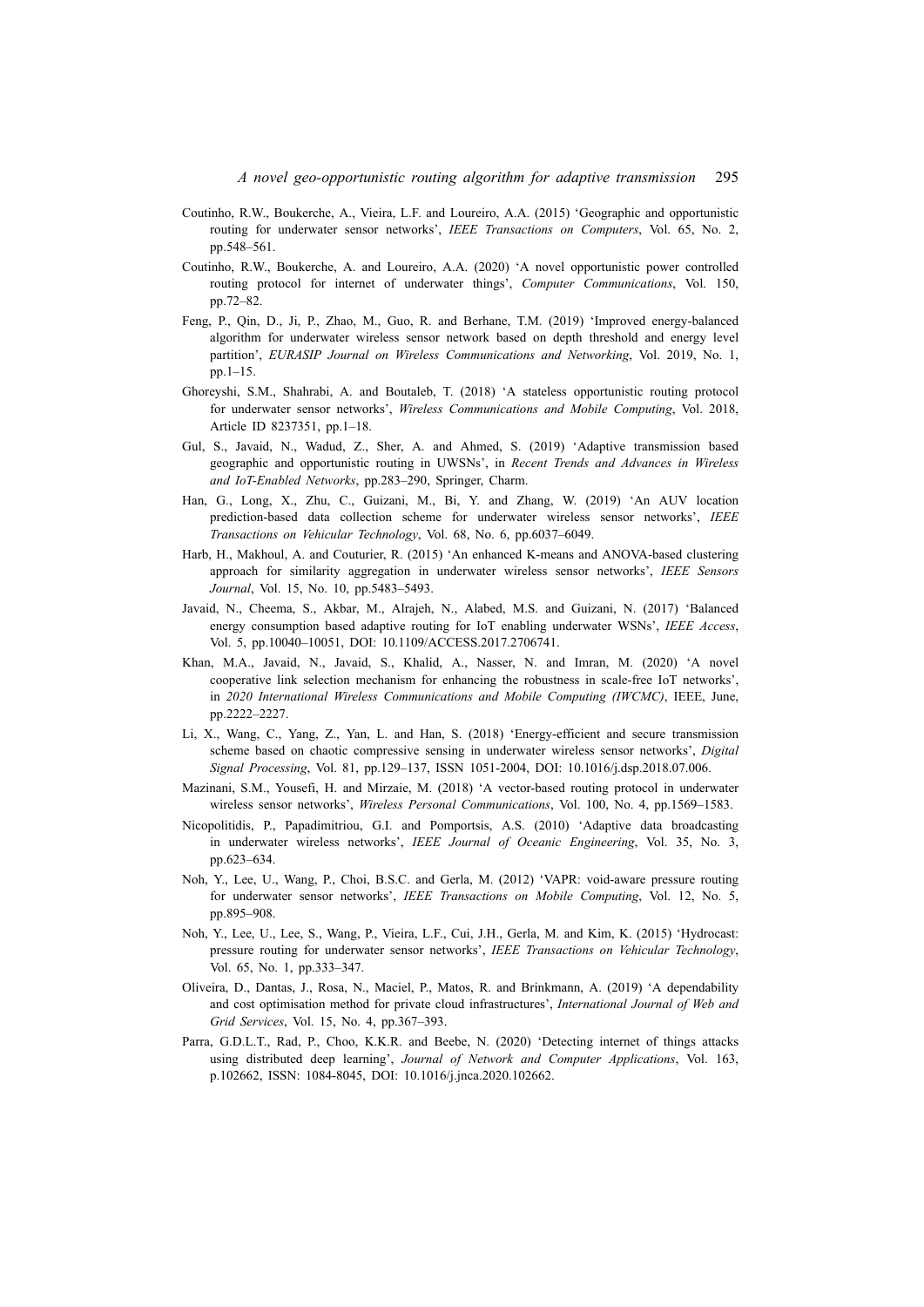Coutinho, R.W., Boukerche, A., Vieira, L.F. and Loureiro, A.A. (2015) 'Geographic and opportunistic routing for underwater sensor networks', *IEEE Transactions on Computers*, Vol. 65, No. 2, pp.548–561.

Coutinho, R.W., Boukerche, A. and Loureiro, A.A. (2020) 'A novel opportunistic power controlled routing protocol for internet of underwater things', *Computer Communications*, Vol. 150, pp.72–82.

Feng, P., Qin, D., Ji, P., Zhao, M., Guo, R. and Berhane, T.M. (2019) 'Improved energy-balanced algorithm for underwater wireless sensor network based on depth threshold and energy level partition', *EURASIP Journal on Wireless Communications and Networking*, Vol. 2019, No. 1, pp.1–15.

Ghoreyshi, S.M., Shahrabi, A. and Boutaleb, T. (2018) 'A stateless opportunistic routing protocol for underwater sensor networks', *Wireless Communications and Mobile Computing*, Vol. 2018, Article ID 8237351, pp.1–18.

Gul, S., Javaid, N., Wadud, Z., Sher, A. and Ahmed, S. (2019) 'Adaptive transmission based geographic and opportunistic routing in UWSNs', in *Recent Trends and Advances in Wireless and IoT-Enabled Networks*, pp.283–290, Springer, Charm.

Han, G., Long, X., Zhu, C., Guizani, M., Bi, Y. and Zhang, W. (2019) 'An AUV location prediction-based data collection scheme for underwater wireless sensor networks', *IEEE Transactions on Vehicular Technology*, Vol. 68, No. 6, pp.6037–6049.

Harb, H., Makhoul, A. and Couturier, R. (2015) 'An enhanced K-means and ANOVA-based clustering approach for similarity aggregation in underwater wireless sensor networks', *IEEE Sensors Journal*, Vol. 15, No. 10, pp.5483–5493.

Javaid, N., Cheema, S., Akbar, M., Alrajeh, N., Alabed, M.S. and Guizani, N. (2017) 'Balanced energy consumption based adaptive routing for IoT enabling underwater WSNs', *IEEE Access*, Vol. 5, pp.10040–10051, DOI: 10.1109/ACCESS.2017.2706741.

Khan, M.A., Javaid, N., Javaid, S., Khalid, A., Nasser, N. and Imran, M. (2020) 'A novel cooperative link selection mechanism for enhancing the robustness in scale-free IoT networks', in *2020 International Wireless Communications and Mobile Computing (IWCMC)*, IEEE, June, pp.2222–2227.

Li, X., Wang, C., Yang, Z., Yan, L. and Han, S. (2018) 'Energy-efficient and secure transmission scheme based on chaotic compressive sensing in underwater wireless sensor networks', *Digital Signal Processing*, Vol. 81, pp.129–137, ISSN 1051-2004, DOI: 10.1016/j.dsp.2018.07.006.

Mazinani, S.M., Yousefi, H. and Mirzaie, M. (2018) 'A vector-based routing protocol in underwater wireless sensor networks', *Wireless Personal Communications*, Vol. 100, No. 4, pp.1569–1583.

Nicopolitidis, P., Papadimitriou, G.I. and Pomportsis, A.S. (2010) 'Adaptive data broadcasting in underwater wireless networks', *IEEE Journal of Oceanic Engineering*, Vol. 35, No. 3, pp.623–634.

Noh, Y., Lee, U., Wang, P., Choi, B.S.C. and Gerla, M. (2012) 'VAPR: void-aware pressure routing for underwater sensor networks', *IEEE Transactions on Mobile Computing*, Vol. 12, No. 5, pp.895–908.

Noh, Y., Lee, U., Lee, S., Wang, P., Vieira, L.F., Cui, J.H., Gerla, M. and Kim, K. (2015) 'Hydrocast: pressure routing for underwater sensor networks', *IEEE Transactions on Vehicular Technology*, Vol. 65, No. 1, pp.333–347.

Oliveira, D., Dantas, J., Rosa, N., Maciel, P., Matos, R. and Brinkmann, A. (2019) 'A dependability and cost optimisation method for private cloud infrastructures', *International Journal of Web and Grid Services*, Vol. 15, No. 4, pp.367–393.

Parra, G.D.L.T., Rad, P., Choo, K.K.R. and Beebe, N. (2020) 'Detecting internet of things attacks using distributed deep learning', *Journal of Network and Computer Applications*, Vol. 163, p.102662, ISSN: 1084-8045, DOI: 10.1016/j.jnca.2020.102662.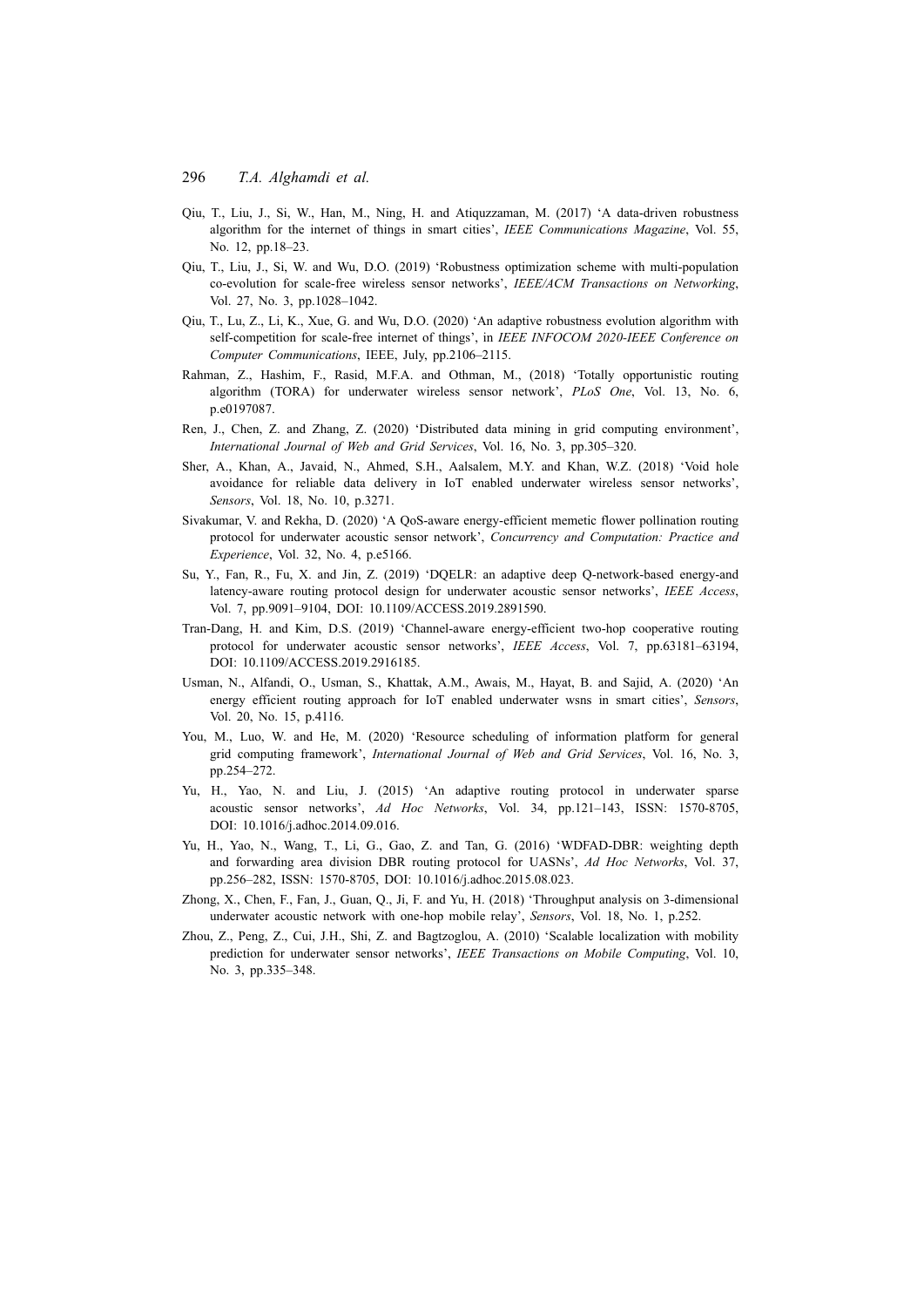Qiu, T., Liu, J., Si, W., Han, M., Ning, H. and Atiquzzaman, M. (2017) 'A data-driven robustness algorithm for the internet of things in smart cities', *IEEE Communications Magazine*, Vol. 55, No. 12, pp.18–23.

Qiu, T., Liu, J., Si, W. and Wu, D.O. (2019) 'Robustness optimization scheme with multi-population co-evolution for scale-free wireless sensor networks', *IEEE/ACM Transactions on Networking*, Vol. 27, No. 3, pp.1028–1042.

Qiu, T., Lu, Z., Li, K., Xue, G. and Wu, D.O. (2020) 'An adaptive robustness evolution algorithm with self-competition for scale-free internet of things', in *IEEE INFOCOM 2020-IEEE Conference on Computer Communications*, IEEE, July, pp.2106–2115.

Rahman, Z., Hashim, F., Rasid, M.F.A. and Othman, M., (2018) 'Totally opportunistic routing algorithm (TORA) for underwater wireless sensor network', *PLoS One*, Vol. 13, No. 6, p.e0197087.

Ren, J., Chen, Z. and Zhang, Z. (2020) 'Distributed data mining in grid computing environment', *International Journal of Web and Grid Services*, Vol. 16, No. 3, pp.305–320.

Sher, A., Khan, A., Javaid, N., Ahmed, S.H., Aalsalem, M.Y. and Khan, W.Z. (2018) 'Void hole avoidance for reliable data delivery in IoT enabled underwater wireless sensor networks', *Sensors*, Vol. 18, No. 10, p.3271.

Sivakumar, V. and Rekha, D. (2020) 'A QoS-aware energy-efficient memetic flower pollination routing protocol for underwater acoustic sensor network', *Concurrency and Computation: Practice and Experience*, Vol. 32, No. 4, p.e5166.

Su, Y., Fan, R., Fu, X. and Jin, Z. (2019) 'DQELR: an adaptive deep Q-network-based energy-and latency-aware routing protocol design for underwater acoustic sensor networks', *IEEE Access*, Vol. 7, pp.9091–9104, DOI: 10.1109/ACCESS.2019.2891590.

Tran-Dang, H. and Kim, D.S. (2019) 'Channel-aware energy-efficient two-hop cooperative routing protocol for underwater acoustic sensor networks', *IEEE Access*, Vol. 7, pp.63181–63194, DOI: 10.1109/ACCESS.2019.2916185.

Usman, N., Alfandi, O., Usman, S., Khattak, A.M., Awais, M., Hayat, B. and Sajid, A. (2020) 'An energy efficient routing approach for IoT enabled underwater wsns in smart cities', *Sensors*, Vol. 20, No. 15, p.4116.

You, M., Luo, W. and He, M. (2020) 'Resource scheduling of information platform for general grid computing framework', *International Journal of Web and Grid Services*, Vol. 16, No. 3, pp.254–272.

Yu, H., Yao, N. and Liu, J. (2015) 'An adaptive routing protocol in underwater sparse acoustic sensor networks', *Ad Hoc Networks*, Vol. 34, pp.121–143, ISSN: 1570-8705, DOI: 10.1016/j.adhoc.2014.09.016.

Yu, H., Yao, N., Wang, T., Li, G., Gao, Z. and Tan, G. (2016) 'WDFAD-DBR: weighting depth and forwarding area division DBR routing protocol for UASNs', *Ad Hoc Networks*, Vol. 37, pp.256–282, ISSN: 1570-8705, DOI: 10.1016/j.adhoc.2015.08.023.

Zhong, X., Chen, F., Fan, J., Guan, Q., Ji, F. and Yu, H. (2018) 'Throughput analysis on 3-dimensional underwater acoustic network with one-hop mobile relay', *Sensors*, Vol. 18, No. 1, p.252.

Zhou, Z., Peng, Z., Cui, J.H., Shi, Z. and Bagtzoglou, A. (2010) 'Scalable localization with mobility prediction for underwater sensor networks', *IEEE Transactions on Mobile Computing*, Vol. 10, No. 3, pp.335–348.